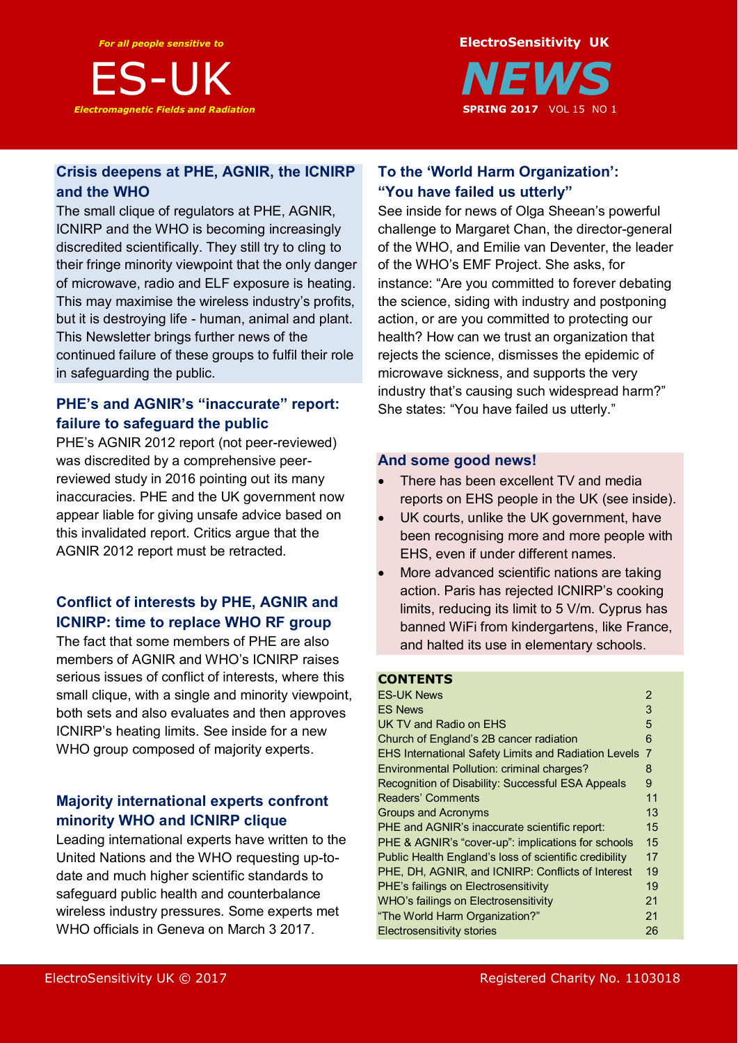*For all people sensitive to*

# ES-UK

*Electromagnetic Fields and Radiation*

**ElectroSensitivity UK**

# *NEWS*

**SPRING 2017** VOL 15 NO 1

## Crisis deepens at PHE, AGNIR, the ICNIRP and the WHO

The small clique of regulators at PHE, AGNIR, ICNIRP and the WHO is becoming increasingly discredited scientifically. They still try to cling to their fringe minority viewpoint that the only danger of microwave, radio and ELF exposure is heating. This may maximise the wireless industry's profits, but it is destroying life - human, animal and plant. This Newsletter brings further news of the continued failure of these groups to fulfil their role in safeguarding the public.

## PHE's and AGNIR's "inaccurate" report: failure to safeguard the public

PHE's AGNIR 2012 report (not peer-reviewed) was discredited by a comprehensive peer-reviewed study in 2016 pointing out its many inaccuracies. PHE and the UK government now appear liable for giving unsafe advice based on this invalidated report. Critics argue that the AGNIR 2012 report must be retracted.

## Conflict of interests by PHE, AGNIR and ICNIRP: time to replace WHO RF group

The fact that some members of PHE are also members of AGNIR and WHO's ICNIRP raises serious issues of conflict of interests, where this small clique, with a single and minority viewpoint, both sets and also evaluates and then approves ICNIRP's heating limits. See inside for a new WHO group composed of majority experts.

## Majority international experts confront minority WHO and ICNIRP clique

Leading international experts have written to the United Nations and the WHO requesting up-to-date and much higher scientific standards to safeguard public health and counterbalance wireless industry pressures. Some experts met WHO officials in Geneva on March 3 2017.

## To the 'World Harm Organization': "You have failed us utterly"

See inside for news of Olga Sheean's powerful challenge to Margaret Chan, the director-general of the WHO, and Emilie van Deventer, the leader of the WHO's EMF Project. She asks, for instance: "Are you committed to forever debating the science, siding with industry and postponing action, or are you committed to protecting our health? How can we trust an organization that rejects the science, dismisses the epidemic of microwave sickness, and supports the very industry that's causing such widespread harm?" She states: "You have failed us utterly."

## And some good news!

- There has been excellent TV and media reports on EHS people in the UK (see inside).
- UK courts, unlike the UK government, have been recognising more and more people with EHS, even if under different names.
- More advanced scientific nations are taking action. Paris has rejected ICNIRP's cooking limits, reducing its limit to 5 V/m. Cyprus has banned WiFi from kindergartens, like France, and halted its use in elementary schools.

## CONTENTS

| | |
|---|---|
| ES-UK News | 2 |
| ES News | 3 |
| UK TV and Radio on EHS | 5 |
| Church of England's 2B cancer radiation | 6 |
| EHS International Safety Limits and Radiation Levels | 7 |
| Environmental Pollution: criminal charges? | 8 |
| Recognition of Disability: Successful ESA Appeals | 9 |
| Readers' Comments | 11 |
| Groups and Acronyms | 13 |
| PHE and AGNIR's inaccurate scientific report: | 15 |
| PHE & AGNIR's "cover-up": implications for schools | 15 |
| Public Health England's loss of scientific credibility | 17 |
| PHE, DH, AGNIR, and ICNIRP: Conflicts of Interest | 19 |
| PHE's failings on Electrosensitivity | 19 |
| WHO's failings on Electrosensitivity | 21 |
| "The World Harm Organization?" | 21 |
| Electrosensitivity stories | 26 |

ElectroSensitivity UK © 2017 Registered Charity No. 1103018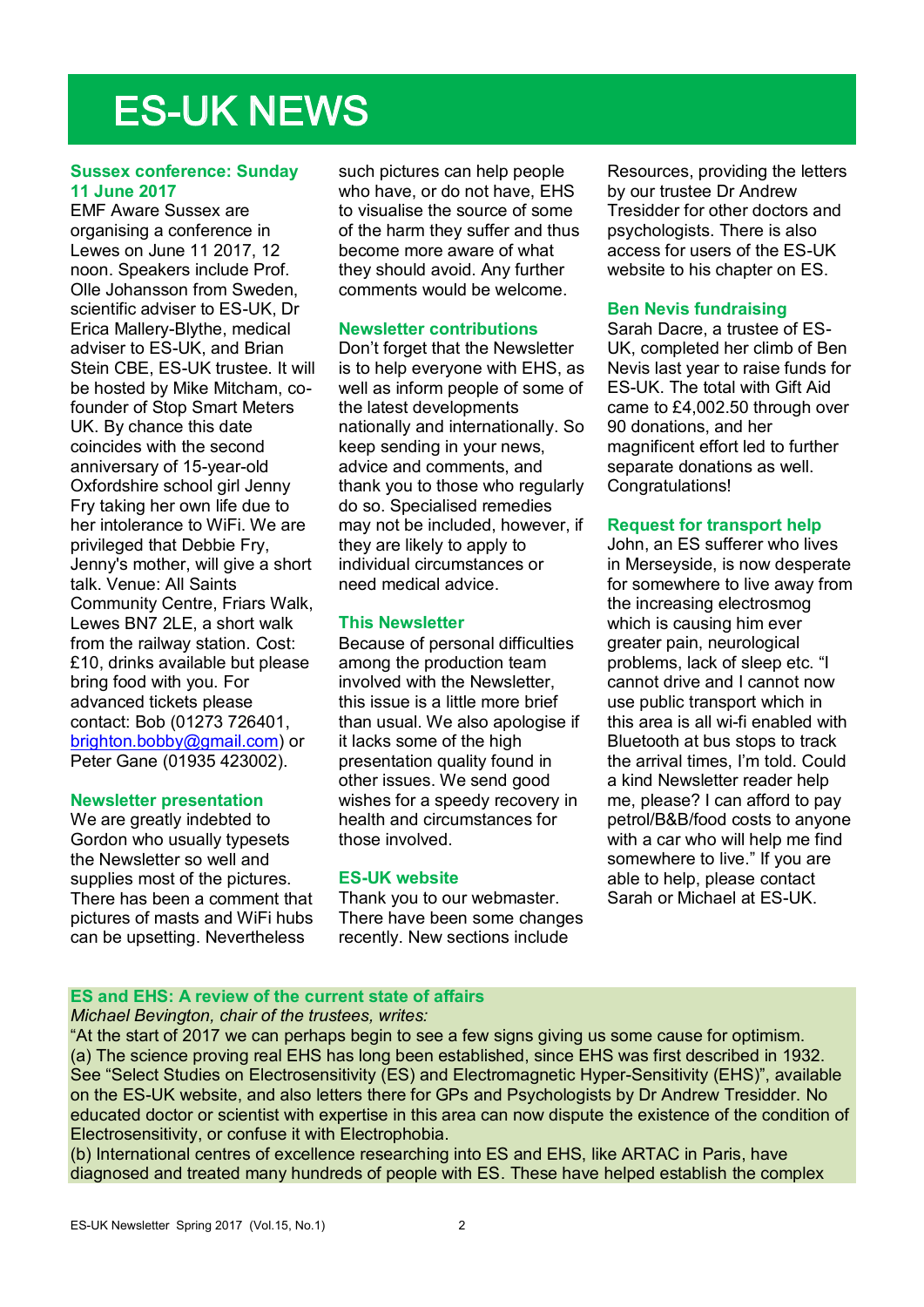# ES-UK NEWS

### Sussex conference: Sunday 11 June 2017

EMF Aware Sussex are organising a conference in Lewes on June 11 2017, 12 noon. Speakers include Prof. Olle Johansson from Sweden, scientific adviser to ES-UK, Dr Erica Mallery-Blythe, medical adviser to ES-UK, and Brian Stein CBE, ES-UK trustee. It will be hosted by Mike Mitcham, co-founder of Stop Smart Meters UK. By chance this date coincides with the second anniversary of 15-year-old Oxfordshire school girl Jenny Fry taking her own life due to her intolerance to WiFi. We are privileged that Debbie Fry, Jenny's mother, will give a short talk. Venue: All Saints Community Centre, Friars Walk, Lewes BN7 2LE, a short walk from the railway station. Cost: £10, drinks available but please bring food with you. For advanced tickets please contact: Bob (01273 726401, brighton.bobby@gmail.com) or Peter Gane (01935 423002).

### Newsletter presentation

We are greatly indebted to Gordon who usually typesets the Newsletter so well and supplies most of the pictures. There has been a comment that pictures of masts and WiFi hubs can be upsetting. Nevertheless such pictures can help people who have, or do not have, EHS to visualise the source of some of the harm they suffer and thus become more aware of what they should avoid. Any further comments would be welcome.

### Newsletter contributions

Don't forget that the Newsletter is to help everyone with EHS, as well as inform people of some of the latest developments nationally and internationally. So keep sending in your news, advice and comments, and thank you to those who regularly do so. Specialised remedies may not be included, however, if they are likely to apply to individual circumstances or need medical advice.

### This Newsletter

Because of personal difficulties among the production team involved with the Newsletter, this issue is a little more brief than usual. We also apologise if it lacks some of the high presentation quality found in other issues. We send good wishes for a speedy recovery in health and circumstances for those involved.

### ES-UK website

Thank you to our webmaster. There have been some changes recently. New sections include Resources, providing the letters by our trustee Dr Andrew Tresidder for other doctors and psychologists. There is also access for users of the ES-UK website to his chapter on ES.

### Ben Nevis fundraising

Sarah Dacre, a trustee of ES-UK, completed her climb of Ben Nevis last year to raise funds for ES-UK. The total with Gift Aid came to £4,002.50 through over 90 donations, and her magnificent effort led to further separate donations as well. Congratulations!

### Request for transport help

John, an ES sufferer who lives in Merseyside, is now desperate for somewhere to live away from the increasing electrosmog which is causing him ever greater pain, neurological problems, lack of sleep etc. "I cannot drive and I cannot now use public transport which in this area is all wi-fi enabled with Bluetooth at bus stops to track the arrival times, I'm told. Could a kind Newsletter reader help me, please? I can afford to pay petrol/B&B/food costs to anyone with a car who will help me find somewhere to live." If you are able to help, please contact Sarah or Michael at ES-UK.

### ES and EHS: A review of the current state of affairs

*Michael Bevington, chair of the trustees, writes:*

"At the start of 2017 we can perhaps begin to see a few signs giving us some cause for optimism.

(a) The science proving real EHS has long been established, since EHS was first described in 1932. See "Select Studies on Electrosensitivity (ES) and Electromagnetic Hyper-Sensitivity (EHS)", available on the ES-UK website, and also letters there for GPs and Psychologists by Dr Andrew Tresidder. No educated doctor or scientist with expertise in this area can now dispute the existence of the condition of Electrosensitivity, or confuse it with Electrophobia.

(b) International centres of excellence researching into ES and EHS, like ARTAC in Paris, have diagnosed and treated many hundreds of people with ES. These have helped establish the complex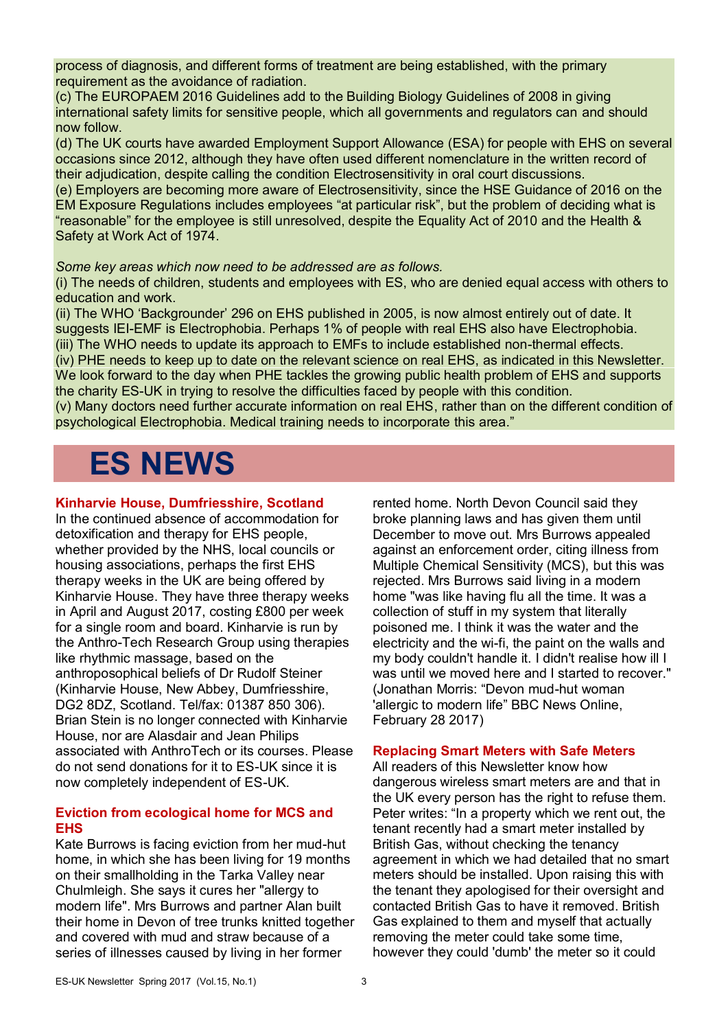process of diagnosis, and different forms of treatment are being established, with the primary requirement as the avoidance of radiation.
(c) The EUROPAEM 2016 Guidelines add to the Building Biology Guidelines of 2008 in giving international safety limits for sensitive people, which all governments and regulators can and should now follow.
(d) The UK courts have awarded Employment Support Allowance (ESA) for people with EHS on several occasions since 2012, although they have often used different nomenclature in the written record of their adjudication, despite calling the condition Electrosensitivity in oral court discussions.
(e) Employers are becoming more aware of Electrosensitivity, since the HSE Guidance of 2016 on the EM Exposure Regulations includes employees "at particular risk", but the problem of deciding what is "reasonable" for the employee is still unresolved, despite the Equality Act of 2010 and the Health & Safety at Work Act of 1974.

*Some key areas which now need to be addressed are as follows.*
(i) The needs of children, students and employees with ES, who are denied equal access with others to education and work.
(ii) The WHO 'Backgrounder' 296 on EHS published in 2005, is now almost entirely out of date. It suggests IEI-EMF is Electrophobia. Perhaps 1% of people with real EHS also have Electrophobia.
(iii) The WHO needs to update its approach to EMFs to include established non-thermal effects.
(iv) PHE needs to keep up to date on the relevant science on real EHS, as indicated in this Newsletter. We look forward to the day when PHE tackles the growing public health problem of EHS and supports the charity ES-UK in trying to resolve the difficulties faced by people with this condition.
(v) Many doctors need further accurate information on real EHS, rather than on the different condition of psychological Electrophobia. Medical training needs to incorporate this area."

# ES NEWS

### Kinharvie House, Dumfriesshire, Scotland

In the continued absence of accommodation for detoxification and therapy for EHS people, whether provided by the NHS, local councils or housing associations, perhaps the first EHS therapy weeks in the UK are being offered by Kinharvie House. They have three therapy weeks in April and August 2017, costing £800 per week for a single room and board. Kinharvie is run by the Anthro-Tech Research Group using therapies like rhythmic massage, based on the anthroposophical beliefs of Dr Rudolf Steiner (Kinharvie House, New Abbey, Dumfriesshire, DG2 8DZ, Scotland. Tel/fax: 01387 850 306). Brian Stein is no longer connected with Kinharvie House, nor are Alasdair and Jean Philips associated with AnthroTech or its courses. Please do not send donations for it to ES-UK since it is now completely independent of ES-UK.

### Eviction from ecological home for MCS and EHS

Kate Burrows is facing eviction from her mud-hut home, in which she has been living for 19 months on their smallholding in the Tarka Valley near Chulmleigh. She says it cures her "allergy to modern life". Mrs Burrows and partner Alan built their home in Devon of tree trunks knitted together and covered with mud and straw because of a series of illnesses caused by living in her former rented home. North Devon Council said they broke planning laws and has given them until December to move out. Mrs Burrows appealed against an enforcement order, citing illness from Multiple Chemical Sensitivity (MCS), but this was rejected. Mrs Burrows said living in a modern home "was like having flu all the time. It was a collection of stuff in my system that literally poisoned me. I think it was the water and the electricity and the wi-fi, the paint on the walls and my body couldn't handle it. I didn't realise how ill I was until we moved here and I started to recover." (Jonathan Morris: "Devon mud-hut woman 'allergic to modern life" BBC News Online, February 28 2017)

### Replacing Smart Meters with Safe Meters

All readers of this Newsletter know how dangerous wireless smart meters are and that in the UK every person has the right to refuse them. Peter writes: "In a property which we rent out, the tenant recently had a smart meter installed by British Gas, without checking the tenancy agreement in which we had detailed that no smart meters should be installed. Upon raising this with the tenant they apologised for their oversight and contacted British Gas to have it removed. British Gas explained to them and myself that actually removing the meter could take some time, however they could 'dumb' the meter so it could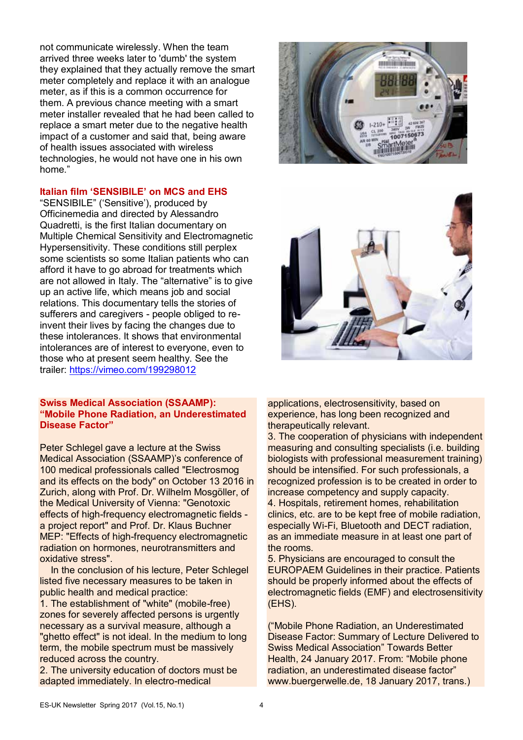not communicate wirelessly. When the team arrived three weeks later to 'dumb' the system they explained that they actually remove the smart meter completely and replace it with an analogue meter, as if this is a common occurrence for them. A previous chance meeting with a smart meter installer revealed that he had been called to replace a smart meter due to the negative health impact of a customer and said that, being aware of health issues associated with wireless technologies, he would not have one in his own home."

## Italian film 'SENSIBILE' on MCS and EHS

"SENSIBILE" ('Sensitive'), produced by Officinemedia and directed by Alessandro Quadretti, is the first Italian documentary on Multiple Chemical Sensitivity and Electromagnetic Hypersensitivity. These conditions still perplex some scientists so some Italian patients who can afford it have to go abroad for treatments which are not allowed in Italy. The "alternative" is to give up an active life, which means job and social relations. This documentary tells the stories of sufferers and caregivers - people obliged to re-invent their lives by facing the changes due to these intolerances. It shows that environmental intolerances are of interest to everyone, even to those who at present seem healthy. See the trailer: https://vimeo.com/199298012

## Swiss Medical Association (SSAAMP): "Mobile Phone Radiation, an Underestimated Disease Factor"

Peter Schlegel gave a lecture at the Swiss Medical Association (SSAAMP)'s conference of 100 medical professionals called "Electrosmog and its effects on the body" on October 13 2016 in Zurich, along with Prof. Dr. Wilhelm Mosgöller, of the Medical University of Vienna: "Genotoxic effects of high-frequency electromagnetic fields - a project report" and Prof. Dr. Klaus Buchner MEP: "Effects of high-frequency electromagnetic radiation on hormones, neurotransmitters and oxidative stress".

In the conclusion of his lecture, Peter Schlegel listed five necessary measures to be taken in public health and medical practice:

1. The establishment of "white" (mobile-free) zones for severely affected persons is urgently necessary as a survival measure, although a "ghetto effect" is not ideal. In the medium to long term, the mobile spectrum must be massively reduced across the country.
2. The university education of doctors must be adapted immediately. In electro-medical applications, electrosensitivity, based on experience, has long been recognized and therapeutically relevant.
3. The cooperation of physicians with independent measuring and consulting specialists (i.e. building biologists with professional measurement training) should be intensified. For such professionals, a recognized profession is to be created in order to increase competency and supply capacity.
4. Hospitals, retirement homes, rehabilitation clinics, etc. are to be kept free of mobile radiation, especially Wi-Fi, Bluetooth and DECT radiation, as an immediate measure in at least one part of the rooms.
5. Physicians are encouraged to consult the EUROPAEM Guidelines in their practice. Patients should be properly informed about the effects of electromagnetic fields (EMF) and electrosensitivity (EHS).

("Mobile Phone Radiation, an Underestimated Disease Factor: Summary of Lecture Delivered to Swiss Medical Association" Towards Better Health, 24 January 2017. From: "Mobile phone radiation, an underestimated disease factor" www.buergerwelle.de, 18 January 2017, trans.)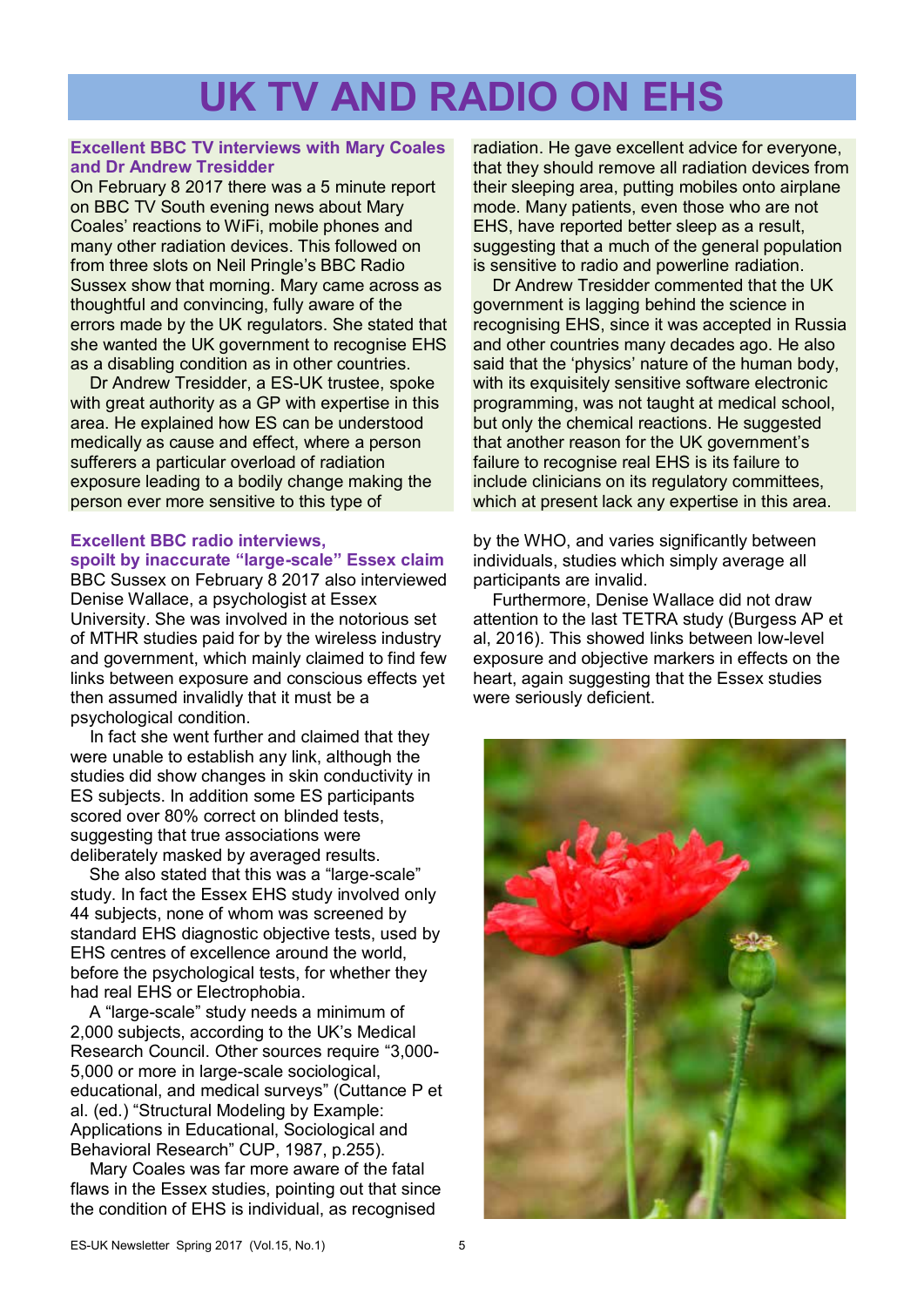# UK TV AND RADIO ON EHS

## Excellent BBC TV interviews with Mary Coales and Dr Andrew Tresidder

On February 8 2017 there was a 5 minute report on BBC TV South evening news about Mary Coales' reactions to WiFi, mobile phones and many other radiation devices. This followed on from three slots on Neil Pringle's BBC Radio Sussex show that morning. Mary came across as thoughtful and convincing, fully aware of the errors made by the UK regulators. She stated that she wanted the UK government to recognise EHS as a disabling condition as in other countries.

Dr Andrew Tresidder, a ES-UK trustee, spoke with great authority as a GP with expertise in this area. He explained how ES can be understood medically as cause and effect, where a person sufferers a particular overload of radiation exposure leading to a bodily change making the person ever more sensitive to this type of radiation. He gave excellent advice for everyone, that they should remove all radiation devices from their sleeping area, putting mobiles onto airplane mode. Many patients, even those who are not EHS, have reported better sleep as a result, suggesting that a much of the general population is sensitive to radio and powerline radiation.

Dr Andrew Tresidder commented that the UK government is lagging behind the science in recognising EHS, since it was accepted in Russia and other countries many decades ago. He also said that the 'physics' nature of the human body, with its exquisitely sensitive software electronic programming, was not taught at medical school, but only the chemical reactions. He suggested that another reason for the UK government's failure to recognise real EHS is its failure to include clinicians on its regulatory committees, which at present lack any expertise in this area.

## Excellent BBC radio interviews, spoilt by inaccurate "large-scale" Essex claim

BBC Sussex on February 8 2017 also interviewed Denise Wallace, a psychologist at Essex University. She was involved in the notorious set of MTHR studies paid for by the wireless industry and government, which mainly claimed to find few links between exposure and conscious effects yet then assumed invalidly that it must be a psychological condition.

In fact she went further and claimed that they were unable to establish any link, although the studies did show changes in skin conductivity in ES subjects. In addition some ES participants scored over 80% correct on blinded tests, suggesting that true associations were deliberately masked by averaged results.

She also stated that this was a "large-scale" study. In fact the Essex EHS study involved only 44 subjects, none of whom was screened by standard EHS diagnostic objective tests, used by EHS centres of excellence around the world, before the psychological tests, for whether they had real EHS or Electrophobia.

A "large-scale" study needs a minimum of 2,000 subjects, according to the UK's Medical Research Council. Other sources require "3,000-5,000 or more in large-scale sociological, educational, and medical surveys" (Cuttance P et al. (ed.) "Structural Modeling by Example: Applications in Educational, Sociological and Behavioral Research" CUP, 1987, p.255).

Mary Coales was far more aware of the fatal flaws in the Essex studies, pointing out that since the condition of EHS is individual, as recognised by the WHO, and varies significantly between individuals, studies which simply average all participants are invalid.

Furthermore, Denise Wallace did not draw attention to the last TETRA study (Burgess AP et al, 2016). This showed links between low-level exposure and objective markers in effects on the heart, again suggesting that the Essex studies were seriously deficient.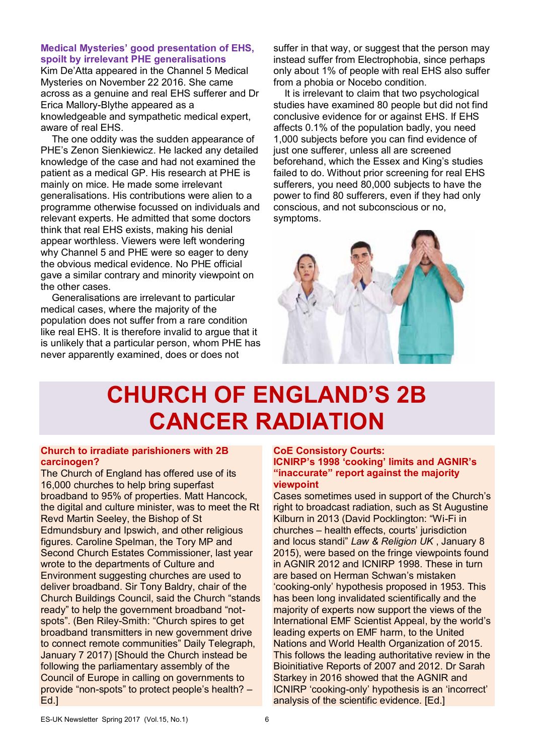### Medical Mysteries' good presentation of EHS, spoilt by irrelevant PHE generalisations

Kim De'Atta appeared in the Channel 5 Medical Mysteries on November 22 2016. She came across as a genuine and real EHS sufferer and Dr Erica Mallory-Blythe appeared as a knowledgeable and sympathetic medical expert, aware of real EHS.

The one oddity was the sudden appearance of PHE's Zenon Sienkiewicz. He lacked any detailed knowledge of the case and had not examined the patient as a medical GP. His research at PHE is mainly on mice. He made some irrelevant generalisations. His contributions were alien to a programme otherwise focussed on individuals and relevant experts. He admitted that some doctors think that real EHS exists, making his denial appear worthless. Viewers were left wondering why Channel 5 and PHE were so eager to deny the obvious medical evidence. No PHE official gave a similar contrary and minority viewpoint on the other cases.

Generalisations are irrelevant to particular medical cases, where the majority of the population does not suffer from a rare condition like real EHS. It is therefore invalid to argue that it is unlikely that a particular person, whom PHE has never apparently examined, does or does not suffer in that way, or suggest that the person may instead suffer from Electrophobia, since perhaps only about 1% of people with real EHS also suffer from a phobia or Nocebo condition.

It is irrelevant to claim that two psychological studies have examined 80 people but did not find conclusive evidence for or against EHS. If EHS affects 0.1% of the population badly, you need 1,000 subjects before you can find evidence of just one sufferer, unless all are screened beforehand, which the Essex and King's studies failed to do. Without prior screening for real EHS sufferers, you need 80,000 subjects to have the power to find 80 sufferers, even if they had only conscious, and not subconscious or no, symptoms.

# CHURCH OF ENGLAND'S 2B CANCER RADIATION

### Church to irradiate parishioners with 2B carcinogen?

The Church of England has offered use of its 16,000 churches to help bring superfast broadband to 95% of properties. Matt Hancock, the digital and culture minister, was to meet the Rt Revd Martin Seeley, the Bishop of St Edmundsbury and Ipswich, and other religious figures. Caroline Spelman, the Tory MP and Second Church Estates Commissioner, last year wrote to the departments of Culture and Environment suggesting churches are used to deliver broadband. Sir Tony Baldry, chair of the Church Buildings Council, said the Church "stands ready" to help the government broadband "not-spots". (Ben Riley-Smith: "Church spires to get broadband transmitters in new government drive to connect remote communities" Daily Telegraph, January 7 2017) [Should the Church instead be following the parliamentary assembly of the Council of Europe in calling on governments to provide "non-spots" to protect people's health? – Ed.]

### CoE Consistory Courts: ICNIRP's 1998 'cooking' limits and AGNIR's "inaccurate" report against the majority viewpoint

Cases sometimes used in support of the Church's right to broadcast radiation, such as St Augustine Kilburn in 2013 (David Pocklington: "Wi-Fi in churches – health effects, courts' jurisdiction and locus standi" *Law & Religion UK* , January 8 2015), were based on the fringe viewpoints found in AGNIR 2012 and ICNIRP 1998. These in turn are based on Herman Schwan's mistaken 'cooking-only' hypothesis proposed in 1953. This has been long invalidated scientifically and the majority of experts now support the views of the International EMF Scientist Appeal, by the world's leading experts on EMF harm, to the United Nations and World Health Organization of 2015. This follows the leading authoritative review in the Bioinitiative Reports of 2007 and 2012. Dr Sarah Starkey in 2016 showed that the AGNIR and ICNIRP 'cooking-only' hypothesis is an 'incorrect' analysis of the scientific evidence. [Ed.]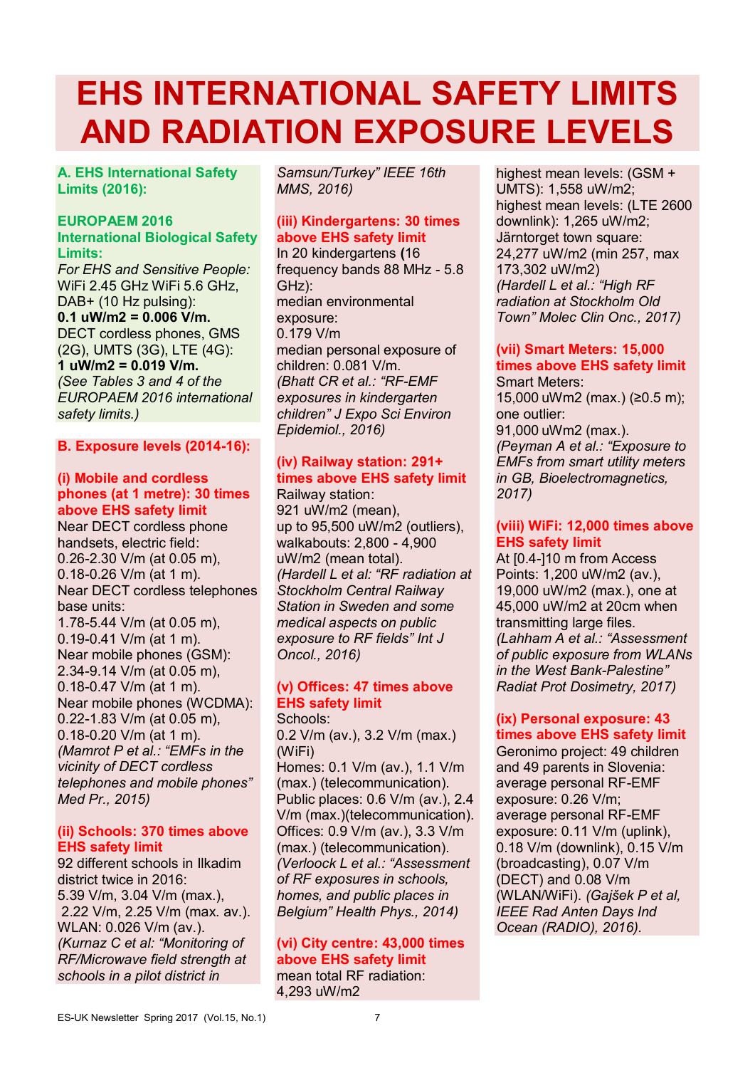# EHS INTERNATIONAL SAFETY LIMITS AND RADIATION EXPOSURE LEVELS

## A. EHS International Safety Limits (2016):

### EUROPAEM 2016 International Biological Safety Limits:

*For EHS and Sensitive People:*
WiFi 2.45 GHz WiFi 5.6 GHz, DAB+ (10 Hz pulsing):
**0.1 uW/m2 = 0.006 V/m.**
DECT cordless phones, GMS (2G), UMTS (3G), LTE (4G):
**1 uW/m2 = 0.019 V/m.**
*(See Tables 3 and 4 of the EUROPAEM 2016 international safety limits.)*

## B. Exposure levels (2014-16):

### (i) Mobile and cordless phones (at 1 metre): 30 times above EHS safety limit

Near DECT cordless phone handsets, electric field:
0.26-2.30 V/m (at 0.05 m),
0.18-0.26 V/m (at 1 m).
Near DECT cordless telephones base units:
1.78-5.44 V/m (at 0.05 m),
0.19-0.41 V/m (at 1 m).
Near mobile phones (GSM):
2.34-9.14 V/m (at 0.05 m),
0.18-0.47 V/m (at 1 m).
Near mobile phones (WCDMA):
0.22-1.83 V/m (at 0.05 m),
0.18-0.20 V/m (at 1 m).
*(Mamrot P et al.: "EMFs in the vicinity of DECT cordless telephones and mobile phones" Med Pr., 2015)*

### (ii) Schools: 370 times above EHS safety limit

92 different schools in Ilkadim district twice in 2016:
5.39 V/m, 3.04 V/m (max.),
2.22 V/m, 2.25 V/m (max. av.).
WLAN: 0.026 V/m (av.).
*(Kurnaz C et al: "Monitoring of RF/Microwave field strength at schools in a pilot district in Samsun/Turkey" IEEE 16th MMS, 2016)*

### (iii) Kindergartens: 30 times above EHS safety limit

In 20 kindergartens **(**16 frequency bands 88 MHz - 5.8 GHz):
median environmental exposure:
0.179 V/m
median personal exposure of children: 0.081 V/m.
*(Bhatt CR et al.: "RF-EMF exposures in kindergarten children" J Expo Sci Environ Epidemiol., 2016)*

### (iv) Railway station: 291+ times above EHS safety limit

Railway station:
921 uW/m2 (mean),
up to 95,500 uW/m2 (outliers),
walkabouts: 2,800 - 4,900 uW/m2 (mean total).
*(Hardell L et al: "RF radiation at Stockholm Central Railway Station in Sweden and some medical aspects on public exposure to RF fields" Int J Oncol., 2016)*

### (v) Offices: 47 times above EHS safety limit

Schools:
0.2 V/m (av.), 3.2 V/m (max.) (WiFi)
Homes: 0.1 V/m (av.), 1.1 V/m (max.) (telecommunication).
Public places: 0.6 V/m (av.), 2.4 V/m (max.)(telecommunication).
Offices: 0.9 V/m (av.), 3.3 V/m (max.) (telecommunication).
*(Verloock L et al.: "Assessment of RF exposures in schools, homes, and public places in Belgium" Health Phys., 2014)*

### (vi) City centre: 43,000 times above EHS safety limit

mean total RF radiation:
4,293 uW/m2
highest mean levels: (GSM + UMTS): 1,558 uW/m2;
highest mean levels: (LTE 2600 downlink): 1,265 uW/m2;
Järntorget town square:
24,277 uW/m2 (min 257, max 173,302 uW/m2)
*(Hardell L et al.: "High RF radiation at Stockholm Old Town" Molec Clin Onc., 2017)*

### (vii) Smart Meters: 15,000 times above EHS safety limit

Smart Meters:
15,000 uWm2 (max.) (≥0.5 m);
one outlier:
91,000 uWm2 (max.).
*(Peyman A et al.: "Exposure to EMFs from smart utility meters in GB, Bioelectromagnetics, 2017)*

### (viii) WiFi: 12,000 times above EHS safety limit

At [0.4-]10 m from Access Points: 1,200 uW/m2 (av.), 19,000 uW/m2 (max.), one at 45,000 uW/m2 at 20cm when transmitting large files.
*(Lahham A et al.: "Assessment of public exposure from WLANs in the West Bank-Palestine" Radiat Prot Dosimetry, 2017)*

### (ix) Personal exposure: 43 times above EHS safety limit

Geronimo project: 49 children and 49 parents in Slovenia:
average personal RF-EMF exposure: 0.26 V/m;
average personal RF-EMF exposure: 0.11 V/m (uplink), 0.18 V/m (downlink), 0.15 V/m (broadcasting), 0.07 V/m (DECT) and 0.08 V/m (WLAN/WiFi). *(Gajšek P et al, IEEE Rad Anten Days Ind Ocean (RADIO), 2016).*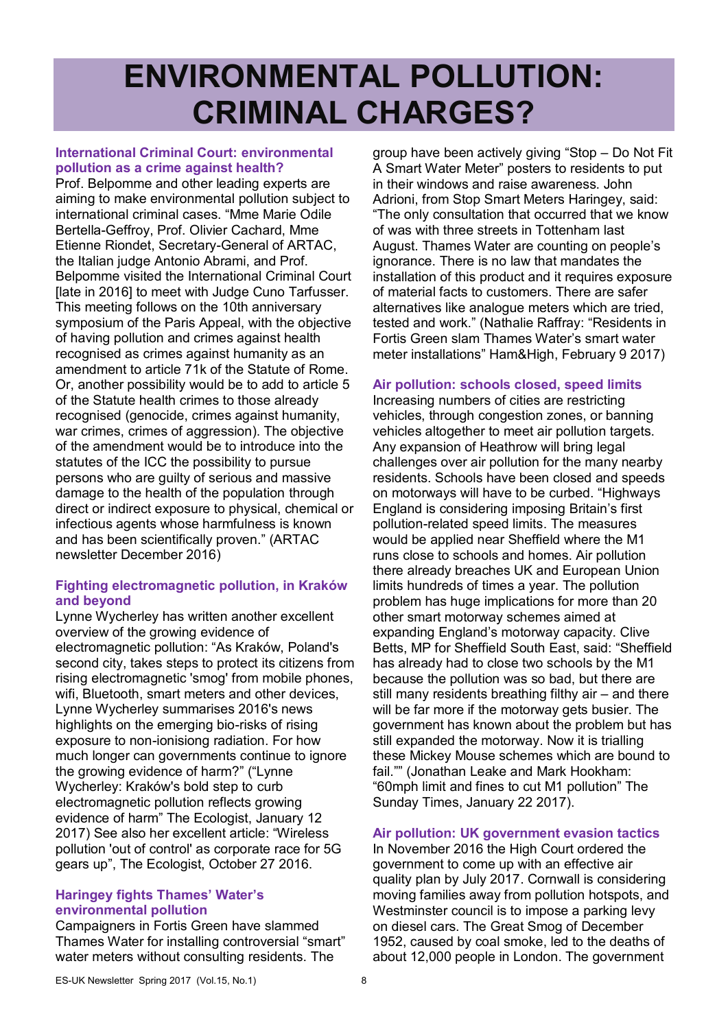# ENVIRONMENTAL POLLUTION: CRIMINAL CHARGES?

### International Criminal Court: environmental pollution as a crime against health?

Prof. Belpomme and other leading experts are aiming to make environmental pollution subject to international criminal cases. "Mme Marie Odile Bertella-Geffroy, Prof. Olivier Cachard, Mme Etienne Riondet, Secretary-General of ARTAC, the Italian judge Antonio Abrami, and Prof. Belpomme visited the International Criminal Court [late in 2016] to meet with Judge Cuno Tarfusser. This meeting follows on the 10th anniversary symposium of the Paris Appeal, with the objective of having pollution and crimes against health recognised as crimes against humanity as an amendment to article 71k of the Statute of Rome. Or, another possibility would be to add to article 5 of the Statute health crimes to those already recognised (genocide, crimes against humanity, war crimes, crimes of aggression). The objective of the amendment would be to introduce into the statutes of the ICC the possibility to pursue persons who are guilty of serious and massive damage to the health of the population through direct or indirect exposure to physical, chemical or infectious agents whose harmfulness is known and has been scientifically proven." (ARTAC newsletter December 2016)

### Fighting electromagnetic pollution, in Kraków and beyond

Lynne Wycherley has written another excellent overview of the growing evidence of electromagnetic pollution: "As Kraków, Poland's second city, takes steps to protect its citizens from rising electromagnetic 'smog' from mobile phones, wifi, Bluetooth, smart meters and other devices, Lynne Wycherley summarises 2016's news highlights on the emerging bio-risks of rising exposure to non-ionisiong radiation. For how much longer can governments continue to ignore the growing evidence of harm?" ("Lynne Wycherley: Kraków's bold step to curb electromagnetic pollution reflects growing evidence of harm" The Ecologist, January 12 2017) See also her excellent article: "Wireless pollution 'out of control' as corporate race for 5G gears up", The Ecologist, October 27 2016.

### Haringey fights Thames' Water's environmental pollution

Campaigners in Fortis Green have slammed Thames Water for installing controversial "smart" water meters without consulting residents. The group have been actively giving "Stop – Do Not Fit A Smart Water Meter" posters to residents to put in their windows and raise awareness. John Adrioni, from Stop Smart Meters Haringey, said: "The only consultation that occurred that we know of was with three streets in Tottenham last August. Thames Water are counting on people's ignorance. There is no law that mandates the installation of this product and it requires exposure of material facts to customers. There are safer alternatives like analogue meters which are tried, tested and work." (Nathalie Raffray: "Residents in Fortis Green slam Thames Water's smart water meter installations" Ham&High, February 9 2017)

### Air pollution: schools closed, speed limits

Increasing numbers of cities are restricting vehicles, through congestion zones, or banning vehicles altogether to meet air pollution targets. Any expansion of Heathrow will bring legal challenges over air pollution for the many nearby residents. Schools have been closed and speeds on motorways will have to be curbed. "Highways England is considering imposing Britain's first pollution-related speed limits. The measures would be applied near Sheffield where the M1 runs close to schools and homes. Air pollution there already breaches UK and European Union limits hundreds of times a year. The pollution problem has huge implications for more than 20 other smart motorway schemes aimed at expanding England's motorway capacity. Clive Betts, MP for Sheffield South East, said: "Sheffield has already had to close two schools by the M1 because the pollution was so bad, but there are still many residents breathing filthy air – and there will be far more if the motorway gets busier. The government has known about the problem but has still expanded the motorway. Now it is trialling these Mickey Mouse schemes which are bound to fail."" (Jonathan Leake and Mark Hookham: "60mph limit and fines to cut M1 pollution" The Sunday Times, January 22 2017).

### Air pollution: UK government evasion tactics

In November 2016 the High Court ordered the government to come up with an effective air quality plan by July 2017. Cornwall is considering moving families away from pollution hotspots, and Westminster council is to impose a parking levy on diesel cars. The Great Smog of December 1952, caused by coal smoke, led to the deaths of about 12,000 people in London. The government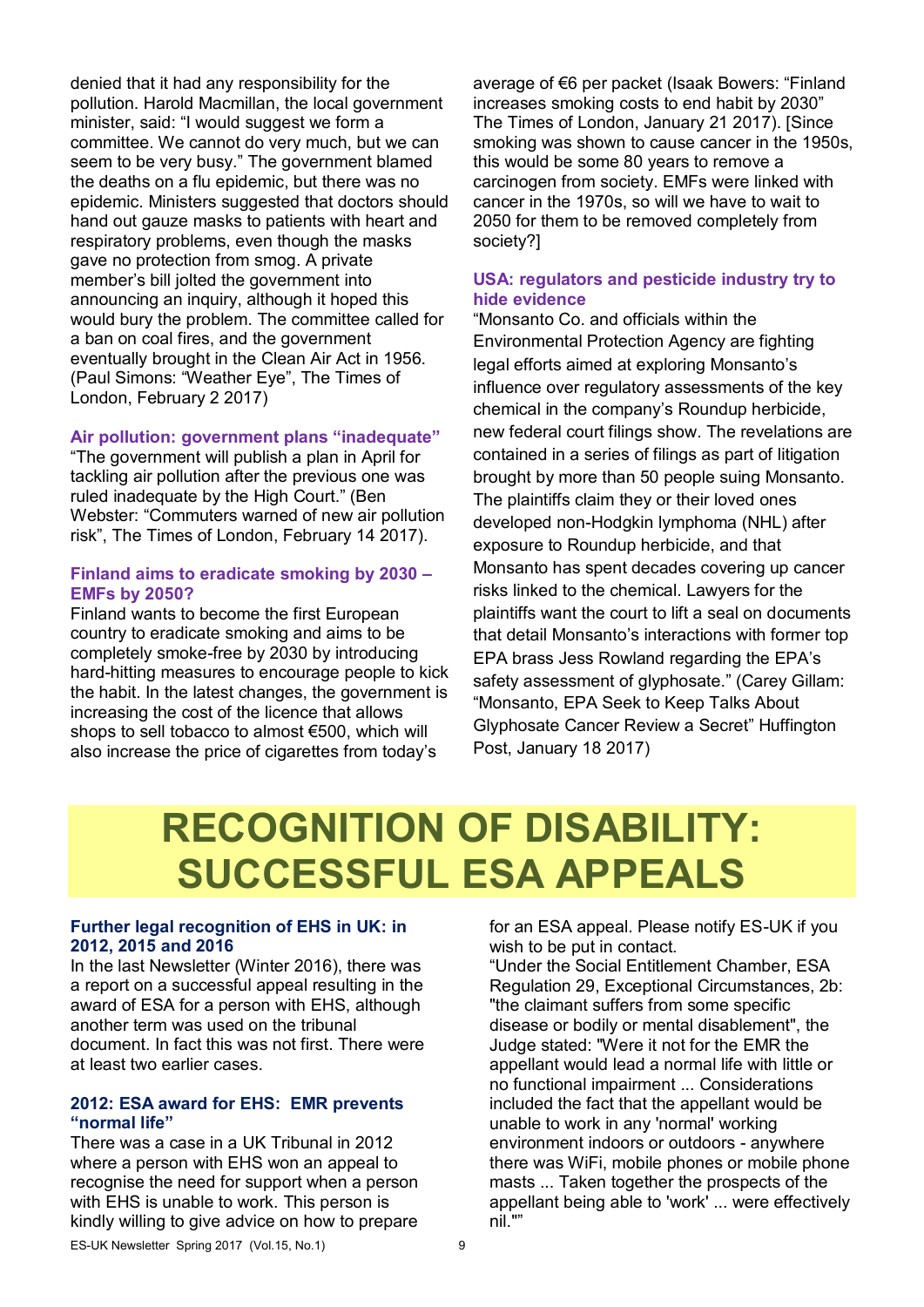denied that it had any responsibility for the pollution. Harold Macmillan, the local government minister, said: "I would suggest we form a committee. We cannot do very much, but we can seem to be very busy." The government blamed the deaths on a flu epidemic, but there was no epidemic. Ministers suggested that doctors should hand out gauze masks to patients with heart and respiratory problems, even though the masks gave no protection from smog. A private member's bill jolted the government into announcing an inquiry, although it hoped this would bury the problem. The committee called for a ban on coal fires, and the government eventually brought in the Clean Air Act in 1956. (Paul Simons: "Weather Eye", The Times of London, February 2 2017)

### Air pollution: government plans "inadequate"

"The government will publish a plan in April for tackling air pollution after the previous one was ruled inadequate by the High Court." (Ben Webster: "Commuters warned of new air pollution risk", The Times of London, February 14 2017).

### Finland aims to eradicate smoking by 2030 – EMFs by 2050?

Finland wants to become the first European country to eradicate smoking and aims to be completely smoke-free by 2030 by introducing hard-hitting measures to encourage people to kick the habit. In the latest changes, the government is increasing the cost of the licence that allows shops to sell tobacco to almost €500, which will also increase the price of cigarettes from today's average of €6 per packet (Isaak Bowers: "Finland increases smoking costs to end habit by 2030" The Times of London, January 21 2017). [Since smoking was shown to cause cancer in the 1950s, this would be some 80 years to remove a carcinogen from society. EMFs were linked with cancer in the 1970s, so will we have to wait to 2050 for them to be removed completely from society?]

### USA: regulators and pesticide industry try to hide evidence

"Monsanto Co. and officials within the Environmental Protection Agency are fighting legal efforts aimed at exploring Monsanto's influence over regulatory assessments of the key chemical in the company's Roundup herbicide, new federal court filings show. The revelations are contained in a series of filings as part of litigation brought by more than 50 people suing Monsanto. The plaintiffs claim they or their loved ones developed non-Hodgkin lymphoma (NHL) after exposure to Roundup herbicide, and that Monsanto has spent decades covering up cancer risks linked to the chemical. Lawyers for the plaintiffs want the court to lift a seal on documents that detail Monsanto's interactions with former top EPA brass Jess Rowland regarding the EPA's safety assessment of glyphosate." (Carey Gillam: "Monsanto, EPA Seek to Keep Talks About Glyphosate Cancer Review a Secret" Huffington Post, January 18 2017)

# RECOGNITION OF DISABILITY: SUCCESSFUL ESA APPEALS

### Further legal recognition of EHS in UK: in 2012, 2015 and 2016

In the last Newsletter (Winter 2016), there was a report on a successful appeal resulting in the award of ESA for a person with EHS, although another term was used on the tribunal document. In fact this was not first. There were at least two earlier cases.

### 2012: ESA award for EHS: EMR prevents "normal life"

There was a case in a UK Tribunal in 2012 where a person with EHS won an appeal to recognise the need for support when a person with EHS is unable to work. This person is kindly willing to give advice on how to prepare for an ESA appeal. Please notify ES-UK if you wish to be put in contact.

"Under the Social Entitlement Chamber, ESA Regulation 29, Exceptional Circumstances, 2b: "the claimant suffers from some specific disease or bodily or mental disablement", the Judge stated: "Were it not for the EMR the appellant would lead a normal life with little or no functional impairment ... Considerations included the fact that the appellant would be unable to work in any 'normal' working environment indoors or outdoors - anywhere there was WiFi, mobile phones or mobile phone masts ... Taken together the prospects of the appellant being able to 'work' ... were effectively nil.""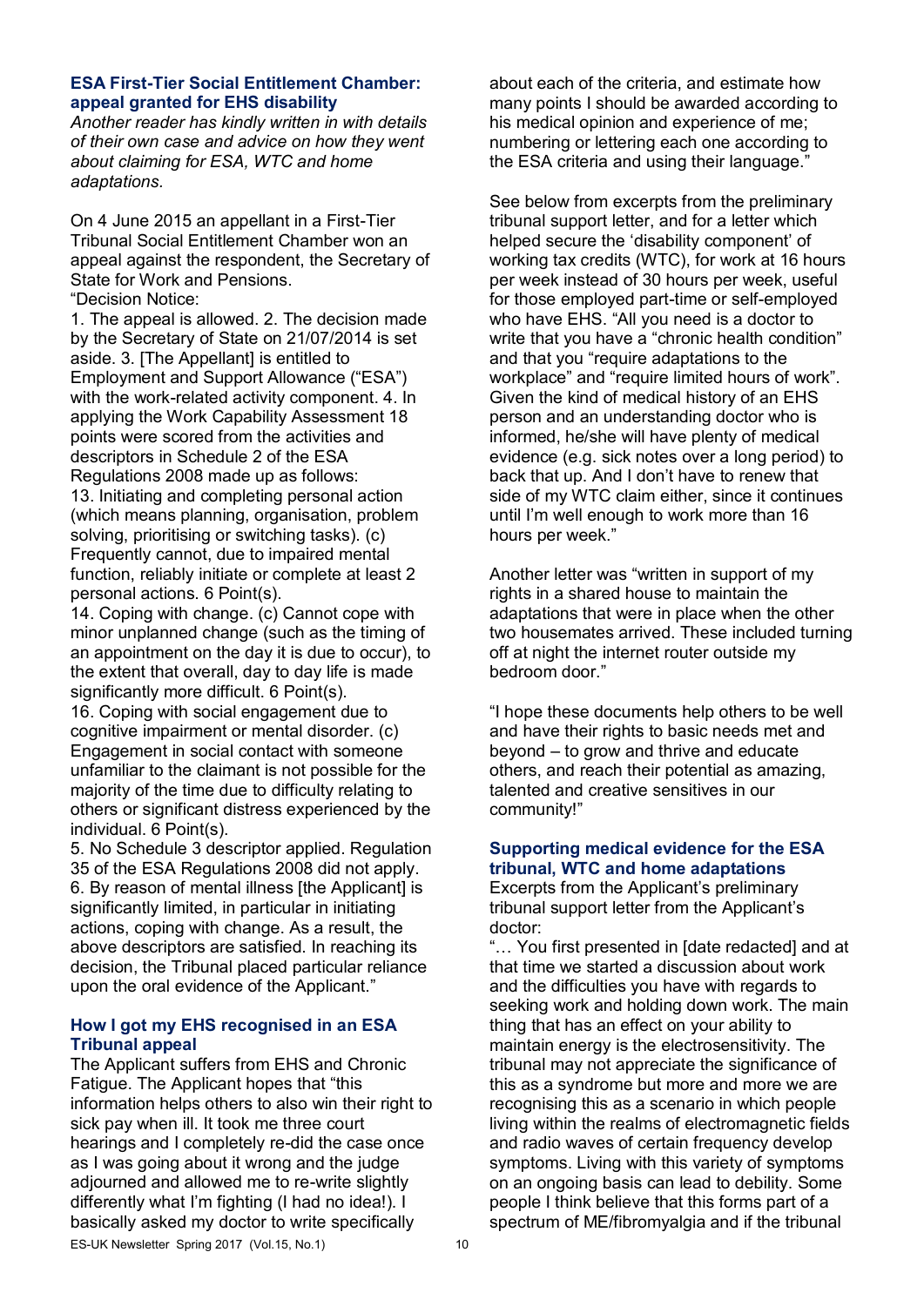### ESA First-Tier Social Entitlement Chamber: appeal granted for EHS disability

*Another reader has kindly written in with details of their own case and advice on how they went about claiming for ESA, WTC and home adaptations.*

On 4 June 2015 an appellant in a First-Tier Tribunal Social Entitlement Chamber won an appeal against the respondent, the Secretary of State for Work and Pensions.

"Decision Notice:

1. The appeal is allowed. 2. The decision made by the Secretary of State on 21/07/2014 is set aside. 3. [The Appellant] is entitled to Employment and Support Allowance ("ESA") with the work-related activity component. 4. In applying the Work Capability Assessment 18 points were scored from the activities and descriptors in Schedule 2 of the ESA Regulations 2008 made up as follows:

13. Initiating and completing personal action (which means planning, organisation, problem solving, prioritising or switching tasks). (c) Frequently cannot, due to impaired mental function, reliably initiate or complete at least 2 personal actions. 6 Point(s).

14. Coping with change. (c) Cannot cope with minor unplanned change (such as the timing of an appointment on the day it is due to occur), to the extent that overall, day to day life is made significantly more difficult. 6 Point(s).

16. Coping with social engagement due to cognitive impairment or mental disorder. (c) Engagement in social contact with someone unfamiliar to the claimant is not possible for the majority of the time due to difficulty relating to others or significant distress experienced by the individual. 6 Point(s).

5. No Schedule 3 descriptor applied. Regulation 35 of the ESA Regulations 2008 did not apply. 6. By reason of mental illness [the Applicant] is significantly limited, in particular in initiating actions, coping with change. As a result, the above descriptors are satisfied. In reaching its decision, the Tribunal placed particular reliance upon the oral evidence of the Applicant."

### How I got my EHS recognised in an ESA Tribunal appeal

The Applicant suffers from EHS and Chronic Fatigue. The Applicant hopes that "this information helps others to also win their right to sick pay when ill. It took me three court hearings and I completely re-did the case once as I was going about it wrong and the judge adjourned and allowed me to re-write slightly differently what I'm fighting (I had no idea!). I basically asked my doctor to write specifically about each of the criteria, and estimate how many points I should be awarded according to his medical opinion and experience of me; numbering or lettering each one according to the ESA criteria and using their language."

See below from excerpts from the preliminary tribunal support letter, and for a letter which helped secure the 'disability component' of working tax credits (WTC), for work at 16 hours per week instead of 30 hours per week, useful for those employed part-time or self-employed who have EHS. "All you need is a doctor to write that you have a "chronic health condition" and that you "require adaptations to the workplace" and "require limited hours of work". Given the kind of medical history of an EHS person and an understanding doctor who is informed, he/she will have plenty of medical evidence (e.g. sick notes over a long period) to back that up. And I don't have to renew that side of my WTC claim either, since it continues until I'm well enough to work more than 16 hours per week."

Another letter was "written in support of my rights in a shared house to maintain the adaptations that were in place when the other two housemates arrived. These included turning off at night the internet router outside my bedroom door."

"I hope these documents help others to be well and have their rights to basic needs met and beyond – to grow and thrive and educate others, and reach their potential as amazing, talented and creative sensitives in our community!"

### Supporting medical evidence for the ESA tribunal, WTC and home adaptations

Excerpts from the Applicant's preliminary tribunal support letter from the Applicant's doctor:

"… You first presented in [date redacted] and at that time we started a discussion about work and the difficulties you have with regards to seeking work and holding down work. The main thing that has an effect on your ability to maintain energy is the electrosensitivity. The tribunal may not appreciate the significance of this as a syndrome but more and more we are recognising this as a scenario in which people living within the realms of electromagnetic fields and radio waves of certain frequency develop symptoms. Living with this variety of symptoms on an ongoing basis can lead to debility. Some people I think believe that this forms part of a spectrum of ME/fibromyalgia and if the tribunal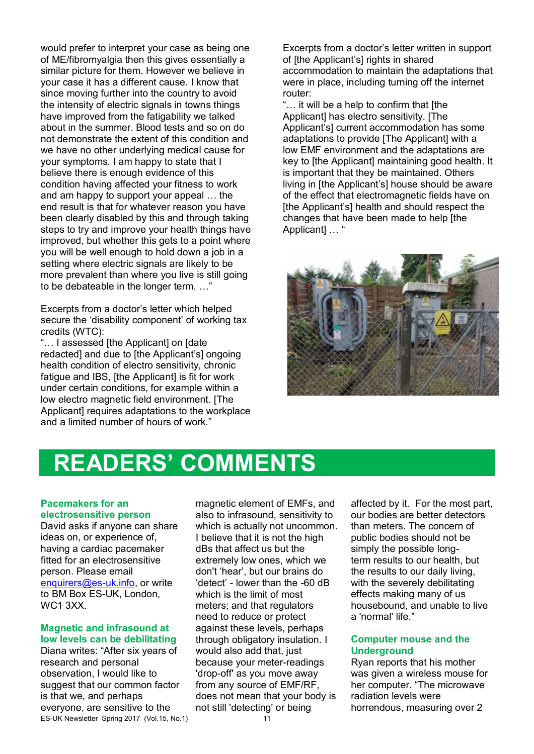would prefer to interpret your case as being one of ME/fibromyalgia then this gives essentially a similar picture for them. However we believe in your case it has a different cause. I know that since moving further into the country to avoid the intensity of electric signals in towns things have improved from the fatigability we talked about in the summer. Blood tests and so on do not demonstrate the extent of this condition and we have no other underlying medical cause for your symptoms. I am happy to state that I believe there is enough evidence of this condition having affected your fitness to work and am happy to support your appeal … the end result is that for whatever reason you have been clearly disabled by this and through taking steps to try and improve your health things have improved, but whether this gets to a point where you will be well enough to hold down a job in a setting where electric signals are likely to be more prevalent than where you live is still going to be debateable in the longer term. …"

Excerpts from a doctor's letter which helped secure the 'disability component' of working tax credits (WTC):

"… I assessed [the Applicant] on [date redacted] and due to [the Applicant's] ongoing health condition of electro sensitivity, chronic fatigue and IBS, [the Applicant] is fit for work under certain conditions, for example within a low electro magnetic field environment. [The Applicant] requires adaptations to the workplace and a limited number of hours of work."

Excerpts from a doctor's letter written in support of [the Applicant's] rights in shared accommodation to maintain the adaptations that were in place, including turning off the internet router:

"… it will be a help to confirm that [the Applicant] has electro sensitivity. [The Applicant's] current accommodation has some adaptations to provide [The Applicant] with a low EMF environment and the adaptations are key to [the Applicant] maintaining good health. It is important that they be maintained. Others living in [the Applicant's] house should be aware of the effect that electromagnetic fields have on [the Applicant's] health and should respect the changes that have been made to help [the Applicant] … "

# READERS' COMMENTS

### Pacemakers for an electrosensitive person

David asks if anyone can share ideas on, or experience of, having a cardiac pacemaker fitted for an electrosensitive person. Please email enquirers@es-uk.info, or write to BM Box ES-UK, London, WC1 3XX.

### Magnetic and infrasound at low levels can be debilitating

Diana writes: "After six years of research and personal observation, I would like to suggest that our common factor is that we, and perhaps everyone, are sensitive to the magnetic element of EMFs, and also to infrasound, sensitivity to which is actually not uncommon. I believe that it is not the high dBs that affect us but the extremely low ones, which we don't 'hear', but our brains do 'detect' - lower than the -60 dB which is the limit of most meters; and that regulators need to reduce or protect against these levels, perhaps through obligatory insulation. I would also add that, just because your meter-readings 'drop-off' as you move away from any source of EMF/RF, does not mean that your body is not still 'detecting' or being affected by it. For the most part, our bodies are better detectors than meters. The concern of public bodies should not be simply the possible long-term results to our health, but the results to our daily living, with the severely debilitating effects making many of us housebound, and unable to live a 'normal' life."

### Computer mouse and the Underground

Ryan reports that his mother was given a wireless mouse for her computer. "The microwave radiation levels were horrendous, measuring over 2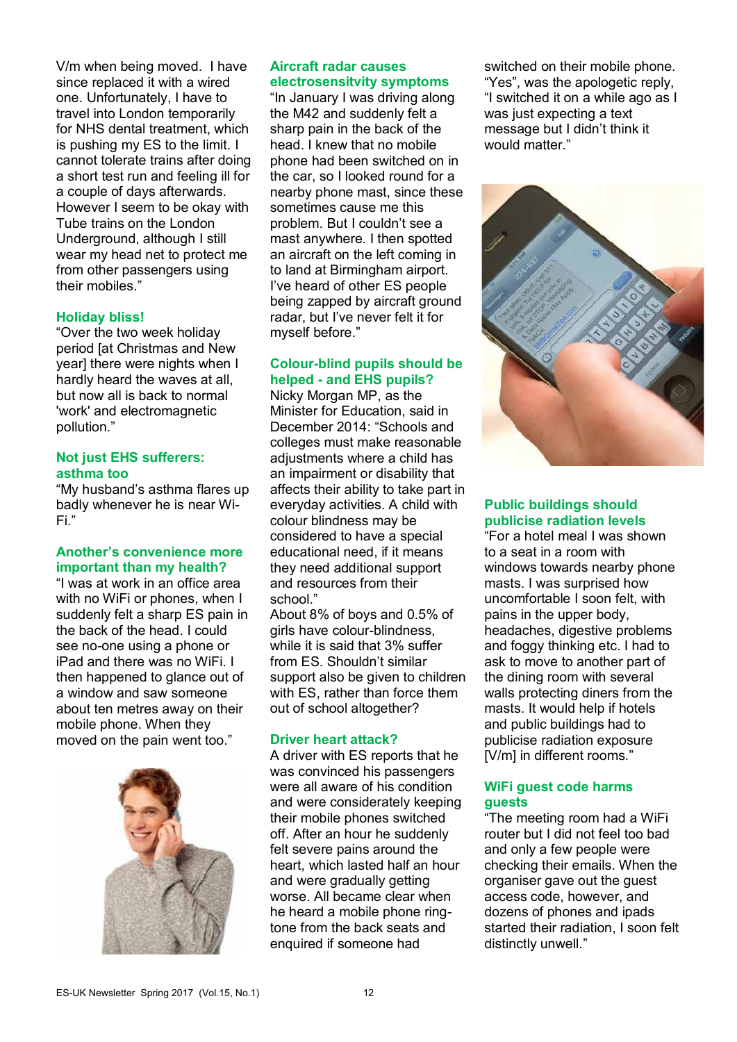V/m when being moved. I have since replaced it with a wired one. Unfortunately, I have to travel into London temporarily for NHS dental treatment, which is pushing my ES to the limit. I cannot tolerate trains after doing a short test run and feeling ill for a couple of days afterwards. However I seem to be okay with Tube trains on the London Underground, although I still wear my head net to protect me from other passengers using their mobiles."

### Holiday bliss!

"Over the two week holiday period [at Christmas and New year] there were nights when I hardly heard the waves at all, but now all is back to normal 'work' and electromagnetic pollution."

### Not just EHS sufferers: asthma too

"My husband's asthma flares up badly whenever he is near Wi-Fi."

### Another's convenience more important than my health?

"I was at work in an office area with no WiFi or phones, when I suddenly felt a sharp ES pain in the back of the head. I could see no-one using a phone or iPad and there was no WiFi. I then happened to glance out of a window and saw someone about ten metres away on their mobile phone. When they moved on the pain went too."

### Aircraft radar causes electrosensitvity symptoms

"In January I was driving along the M42 and suddenly felt a sharp pain in the back of the head. I knew that no mobile phone had been switched on in the car, so I looked round for a nearby phone mast, since these sometimes cause me this problem. But I couldn't see a mast anywhere. I then spotted an aircraft on the left coming in to land at Birmingham airport. I've heard of other ES people being zapped by aircraft ground radar, but I've never felt it for myself before."

### Colour-blind pupils should be helped - and EHS pupils?

Nicky Morgan MP, as the Minister for Education, said in December 2014: "Schools and colleges must make reasonable adjustments where a child has an impairment or disability that affects their ability to take part in everyday activities. A child with colour blindness may be considered to have a special educational need, if it means they need additional support and resources from their school."

About 8% of boys and 0.5% of girls have colour-blindness, while it is said that 3% suffer from ES. Shouldn't similar support also be given to children with ES, rather than force them out of school altogether?

### Driver heart attack?

A driver with ES reports that he was convinced his passengers were all aware of his condition and were considerately keeping their mobile phones switched off. After an hour he suddenly felt severe pains around the heart, which lasted half an hour and were gradually getting worse. All became clear when he heard a mobile phone ring-tone from the back seats and enquired if someone had switched on their mobile phone. "Yes", was the apologetic reply, "I switched it on a while ago as I was just expecting a text message but I didn't think it would matter."

### Public buildings should publicise radiation levels

"For a hotel meal I was shown to a seat in a room with windows towards nearby phone masts. I was surprised how uncomfortable I soon felt, with pains in the upper body, headaches, digestive problems and foggy thinking etc. I had to ask to move to another part of the dining room with several walls protecting diners from the masts. It would help if hotels and public buildings had to publicise radiation exposure [V/m] in different rooms."

### WiFi guest code harms guests

"The meeting room had a WiFi router but I did not feel too bad and only a few people were checking their emails. When the organiser gave out the guest access code, however, and dozens of phones and ipads started their radiation, I soon felt distinctly unwell."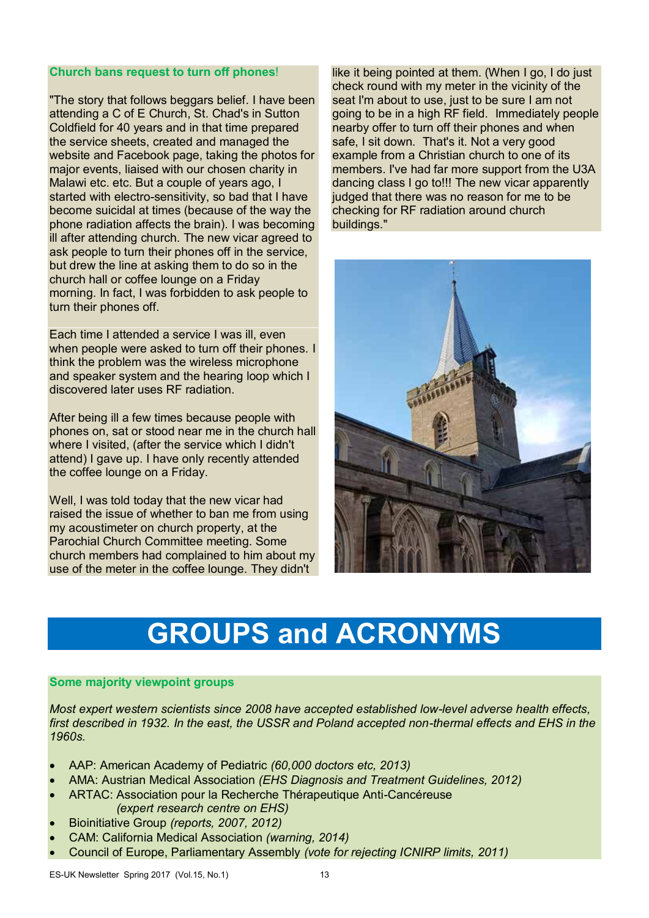### Church bans request to turn off phones!

"The story that follows beggars belief. I have been attending a C of E Church, St. Chad's in Sutton Coldfield for 40 years and in that time prepared the service sheets, created and managed the website and Facebook page, taking the photos for major events, liaised with our chosen charity in Malawi etc. etc. But a couple of years ago, I started with electro-sensitivity, so bad that I have become suicidal at times (because of the way the phone radiation affects the brain). I was becoming ill after attending church. The new vicar agreed to ask people to turn their phones off in the service, but drew the line at asking them to do so in the church hall or coffee lounge on a Friday morning. In fact, I was forbidden to ask people to turn their phones off.

Each time I attended a service I was ill, even when people were asked to turn off their phones. I think the problem was the wireless microphone and speaker system and the hearing loop which I discovered later uses RF radiation.

After being ill a few times because people with phones on, sat or stood near me in the church hall where I visited, (after the service which I didn't attend) I gave up. I have only recently attended the coffee lounge on a Friday.

Well, I was told today that the new vicar had raised the issue of whether to ban me from using my acoustimeter on church property, at the Parochial Church Committee meeting. Some church members had complained to him about my use of the meter in the coffee lounge. They didn't like it being pointed at them. (When I go, I do just check round with my meter in the vicinity of the seat I'm about to use, just to be sure I am not going to be in a high RF field. Immediately people nearby offer to turn off their phones and when safe, I sit down. That's it. Not a very good example from a Christian church to one of its members. I've had far more support from the U3A dancing class I go to!!! The new vicar apparently judged that there was no reason for me to be checking for RF radiation around church buildings."

# GROUPS and ACRONYMS

### Some majority viewpoint groups

*Most expert western scientists since 2008 have accepted established low-level adverse health effects, first described in 1932. In the east, the USSR and Poland accepted non-thermal effects and EHS in the 1960s.*

- AAP: American Academy of Pediatric *(60,000 doctors etc, 2013)*
- AMA: Austrian Medical Association *(EHS Diagnosis and Treatment Guidelines, 2012)*
- ARTAC: Association pour la Recherche Thérapeutique Anti-Cancéreuse *(expert research centre on EHS)*
- Bioinitiative Group *(reports, 2007, 2012)*
- CAM: California Medical Association *(warning, 2014)*
- Council of Europe, Parliamentary Assembly *(vote for rejecting ICNIRP limits, 2011)*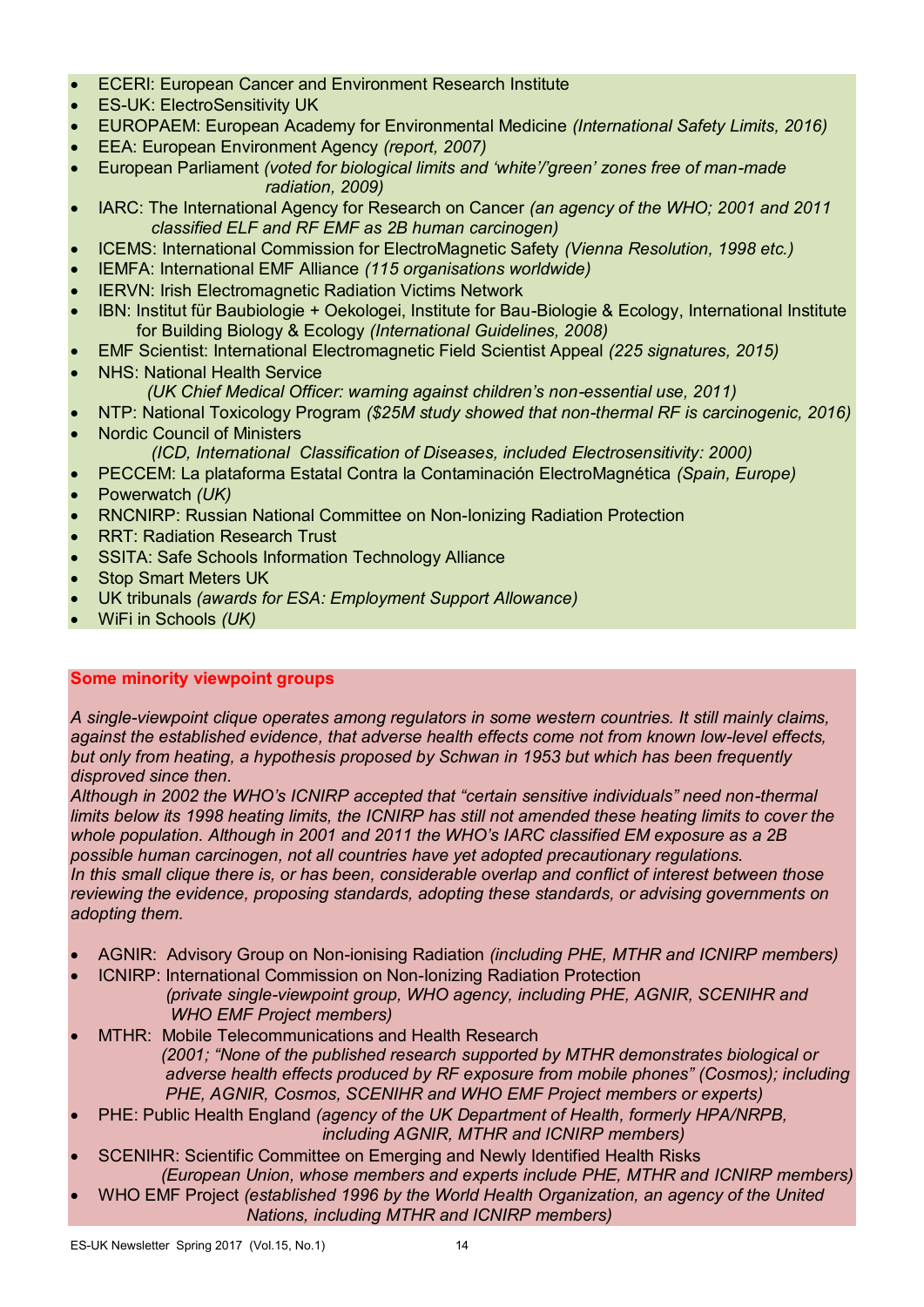- ECERI: European Cancer and Environment Research Institute
- ES-UK: ElectroSensitivity UK
- EUROPAEM: European Academy for Environmental Medicine *(International Safety Limits, 2016)*
- EEA: European Environment Agency *(report, 2007)*
- European Parliament *(voted for biological limits and 'white'/'green' zones free of man-made radiation, 2009)*
- IARC: The International Agency for Research on Cancer *(an agency of the WHO; 2001 and 2011 classified ELF and RF EMF as 2B human carcinogen)*
- ICEMS: International Commission for ElectroMagnetic Safety *(Vienna Resolution, 1998 etc.)*
- IEMFA: International EMF Alliance *(115 organisations worldwide)*
- IERVN: Irish Electromagnetic Radiation Victims Network
- IBN: Institut für Baubiologie + Oekologei, Institute for Bau-Biologie & Ecology, International Institute for Building Biology & Ecology *(International Guidelines, 2008)*
- EMF Scientist: International Electromagnetic Field Scientist Appeal *(225 signatures, 2015)*
- NHS: National Health Service *(UK Chief Medical Officer: warning against children's non-essential use, 2011)*
- NTP: National Toxicology Program *($25M study showed that non-thermal RF is carcinogenic, 2016)*
- Nordic Council of Ministers *(ICD, International Classification of Diseases, included Electrosensitivity: 2000)*
- PECCEM: La plataforma Estatal Contra la Contaminación ElectroMagnética *(Spain, Europe)*
- Powerwatch *(UK)*
- RNCNIRP: Russian National Committee on Non-Ionizing Radiation Protection
- RRT: Radiation Research Trust
- SSITA: Safe Schools Information Technology Alliance
- Stop Smart Meters UK
- UK tribunals *(awards for ESA: Employment Support Allowance)*
- WiFi in Schools *(UK)*

## Some minority viewpoint groups

*A single-viewpoint clique operates among regulators in some western countries. It still mainly claims, against the established evidence, that adverse health effects come not from known low-level effects, but only from heating, a hypothesis proposed by Schwan in 1953 but which has been frequently disproved since then.*

*Although in 2002 the WHO's ICNIRP accepted that "certain sensitive individuals" need non-thermal limits below its 1998 heating limits, the ICNIRP has still not amended these heating limits to cover the whole population. Although in 2001 and 2011 the WHO's IARC classified EM exposure as a 2B possible human carcinogen, not all countries have yet adopted precautionary regulations.*

*In this small clique there is, or has been, considerable overlap and conflict of interest between those reviewing the evidence, proposing standards, adopting these standards, or advising governments on adopting them.*

- AGNIR: Advisory Group on Non-ionising Radiation *(including PHE, MTHR and ICNIRP members)*
- ICNIRP: International Commission on Non-Ionizing Radiation Protection *(private single-viewpoint group, WHO agency, including PHE, AGNIR, SCENIHR and WHO EMF Project members)*
- MTHR: Mobile Telecommunications and Health Research *(2001; "None of the published research supported by MTHR demonstrates biological or adverse health effects produced by RF exposure from mobile phones" (Cosmos); including PHE, AGNIR, Cosmos, SCENIHR and WHO EMF Project members or experts)*
- PHE: Public Health England *(agency of the UK Department of Health, formerly HPA/NRPB, including AGNIR, MTHR and ICNIRP members)*
- SCENIHR: Scientific Committee on Emerging and Newly Identified Health Risks *(European Union, whose members and experts include PHE, MTHR and ICNIRP members)*
- WHO EMF Project *(established 1996 by the World Health Organization, an agency of the United Nations, including MTHR and ICNIRP members)*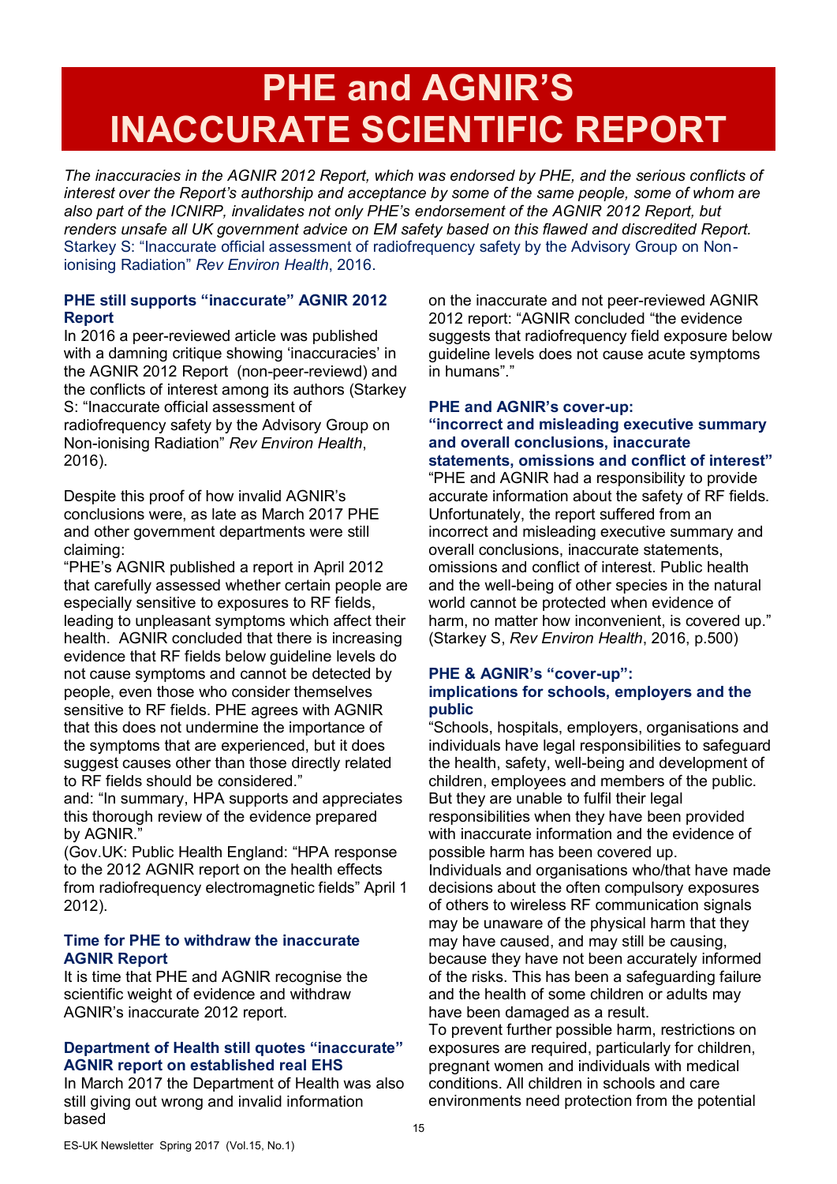# PHE and AGNIR'S INACCURATE SCIENTIFIC REPORT

*The inaccuracies in the AGNIR 2012 Report, which was endorsed by PHE, and the serious conflicts of interest over the Report's authorship and acceptance by some of the same people, some of whom are also part of the ICNIRP, invalidates not only PHE's endorsement of the AGNIR 2012 Report, but renders unsafe all UK government advice on EM safety based on this flawed and discredited Report.* Starkey S: "Inaccurate official assessment of radiofrequency safety by the Advisory Group on Non-ionising Radiation" *Rev Environ Health*, 2016.

### PHE still supports "inaccurate" AGNIR 2012 Report

In 2016 a peer-reviewed article was published with a damning critique showing 'inaccuracies' in the AGNIR 2012 Report (non-peer-reviewd) and the conflicts of interest among its authors (Starkey S: "Inaccurate official assessment of radiofrequency safety by the Advisory Group on Non-ionising Radiation" *Rev Environ Health*, 2016).

Despite this proof of how invalid AGNIR's conclusions were, as late as March 2017 PHE and other government departments were still claiming:

"PHE's AGNIR published a report in April 2012 that carefully assessed whether certain people are especially sensitive to exposures to RF fields, leading to unpleasant symptoms which affect their health. AGNIR concluded that there is increasing evidence that RF fields below guideline levels do not cause symptoms and cannot be detected by people, even those who consider themselves sensitive to RF fields. PHE agrees with AGNIR that this does not undermine the importance of the symptoms that are experienced, but it does suggest causes other than those directly related to RF fields should be considered."

and: "In summary, HPA supports and appreciates this thorough review of the evidence prepared by AGNIR."

(Gov.UK: Public Health England: "HPA response to the 2012 AGNIR report on the health effects from radiofrequency electromagnetic fields" April 1 2012).

### Time for PHE to withdraw the inaccurate AGNIR Report

It is time that PHE and AGNIR recognise the scientific weight of evidence and withdraw AGNIR's inaccurate 2012 report.

### Department of Health still quotes "inaccurate" AGNIR report on established real EHS

In March 2017 the Department of Health was also still giving out wrong and invalid information based on the inaccurate and not peer-reviewed AGNIR 2012 report: "AGNIR concluded "the evidence suggests that radiofrequency field exposure below guideline levels does not cause acute symptoms in humans"."

### PHE and AGNIR's cover-up: "incorrect and misleading executive summary and overall conclusions, inaccurate statements, omissions and conflict of interest"

"PHE and AGNIR had a responsibility to provide accurate information about the safety of RF fields. Unfortunately, the report suffered from an incorrect and misleading executive summary and overall conclusions, inaccurate statements, omissions and conflict of interest. Public health and the well-being of other species in the natural world cannot be protected when evidence of harm, no matter how inconvenient, is covered up." (Starkey S, *Rev Environ Health*, 2016, p.500)

### PHE & AGNIR's "cover-up": implications for schools, employers and the public

"Schools, hospitals, employers, organisations and individuals have legal responsibilities to safeguard the health, safety, well-being and development of children, employees and members of the public. But they are unable to fulfil their legal responsibilities when they have been provided with inaccurate information and the evidence of possible harm has been covered up.

Individuals and organisations who/that have made decisions about the often compulsory exposures of others to wireless RF communication signals may be unaware of the physical harm that they may have caused, and may still be causing, because they have not been accurately informed of the risks. This has been a safeguarding failure and the health of some children or adults may have been damaged as a result.

To prevent further possible harm, restrictions on exposures are required, particularly for children, pregnant women and individuals with medical conditions. All children in schools and care environments need protection from the potential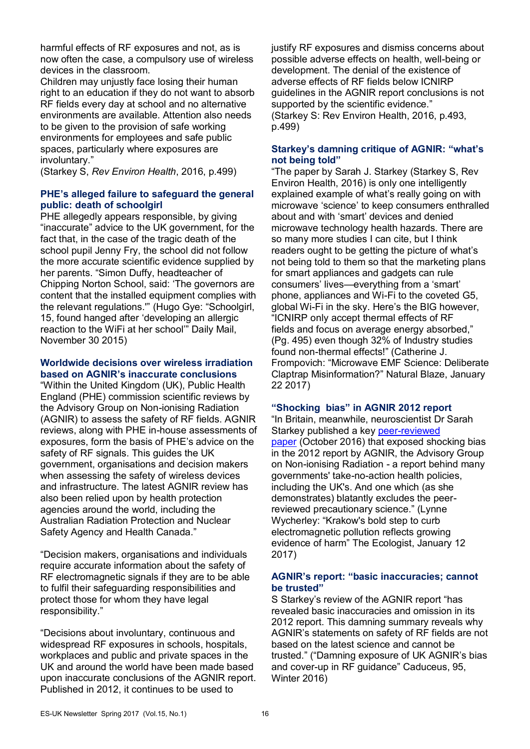harmful effects of RF exposures and not, as is now often the case, a compulsory use of wireless devices in the classroom.
Children may unjustly face losing their human right to an education if they do not want to absorb RF fields every day at school and no alternative environments are available. Attention also needs to be given to the provision of safe working environments for employees and safe public spaces, particularly where exposures are involuntary."
(Starkey S, *Rev Environ Health*, 2016, p.499)

### PHE's alleged failure to safeguard the general public: death of schoolgirl

PHE allegedly appears responsible, by giving "inaccurate" advice to the UK government, for the fact that, in the case of the tragic death of the school pupil Jenny Fry, the school did not follow the more accurate scientific evidence supplied by her parents. "Simon Duffy, headteacher of Chipping Norton School, said: 'The governors are content that the installed equipment complies with the relevant regulations.'" (Hugo Gye: "Schoolgirl, 15, found hanged after 'developing an allergic reaction to the WiFi at her school'" Daily Mail, November 30 2015)

### Worldwide decisions over wireless irradiation based on AGNIR's inaccurate conclusions

"Within the United Kingdom (UK), Public Health England (PHE) commission scientific reviews by the Advisory Group on Non-ionising Radiation (AGNIR) to assess the safety of RF fields. AGNIR reviews, along with PHE in-house assessments of exposures, form the basis of PHE's advice on the safety of RF signals. This guides the UK government, organisations and decision makers when assessing the safety of wireless devices and infrastructure. The latest AGNIR review has also been relied upon by health protection agencies around the world, including the Australian Radiation Protection and Nuclear Safety Agency and Health Canada."

"Decision makers, organisations and individuals require accurate information about the safety of RF electromagnetic signals if they are to be able to fulfil their safeguarding responsibilities and protect those for whom they have legal responsibility."

"Decisions about involuntary, continuous and widespread RF exposures in schools, hospitals, workplaces and public and private spaces in the UK and around the world have been made based upon inaccurate conclusions of the AGNIR report. Published in 2012, it continues to be used to justify RF exposures and dismiss concerns about possible adverse effects on health, well-being or development. The denial of the existence of adverse effects of RF fields below ICNIRP guidelines in the AGNIR report conclusions is not supported by the scientific evidence."
(Starkey S: Rev Environ Health, 2016, p.493, p.499)

### Starkey's damning critique of AGNIR: "what's not being told"

"The paper by Sarah J. Starkey (Starkey S, Rev Environ Health, 2016) is only one intelligently explained example of what's really going on with microwave 'science' to keep consumers enthralled about and with 'smart' devices and denied microwave technology health hazards. There are so many more studies I can cite, but I think readers ought to be getting the picture of what's not being told to them so that the marketing plans for smart appliances and gadgets can rule consumers' lives—everything from a 'smart' phone, appliances and Wi-Fi to the coveted G5, global Wi-Fi in the sky. Here's the BIG however, "ICNIRP only accept thermal effects of RF fields and focus on average energy absorbed," (Pg. 495) even though 32% of Industry studies found non-thermal effects!" (Catherine J. Frompovich: "Microwave EMF Science: Deliberate Claptrap Misinformation?" Natural Blaze, January 22 2017)

### "Shocking bias" in AGNIR 2012 report

"In Britain, meanwhile, neuroscientist Dr Sarah Starkey published a key peer-reviewed paper (October 2016) that exposed shocking bias in the 2012 report by AGNIR, the Advisory Group on Non-ionising Radiation - a report behind many governments' take-no-action health policies, including the UK's. And one which (as she demonstrates) blatantly excludes the peer-reviewed precautionary science." (Lynne Wycherley: "Krakow's bold step to curb electromagnetic pollution reflects growing evidence of harm" The Ecologist, January 12 2017)

### AGNIR's report: "basic inaccuracies; cannot be trusted"

S Starkey's review of the AGNIR report "has revealed basic inaccuracies and omission in its 2012 report. This damning summary reveals why AGNIR's statements on safety of RF fields are not based on the latest science and cannot be trusted." ("Damning exposure of UK AGNIR's bias and cover-up in RF guidance" Caduceus, 95, Winter 2016)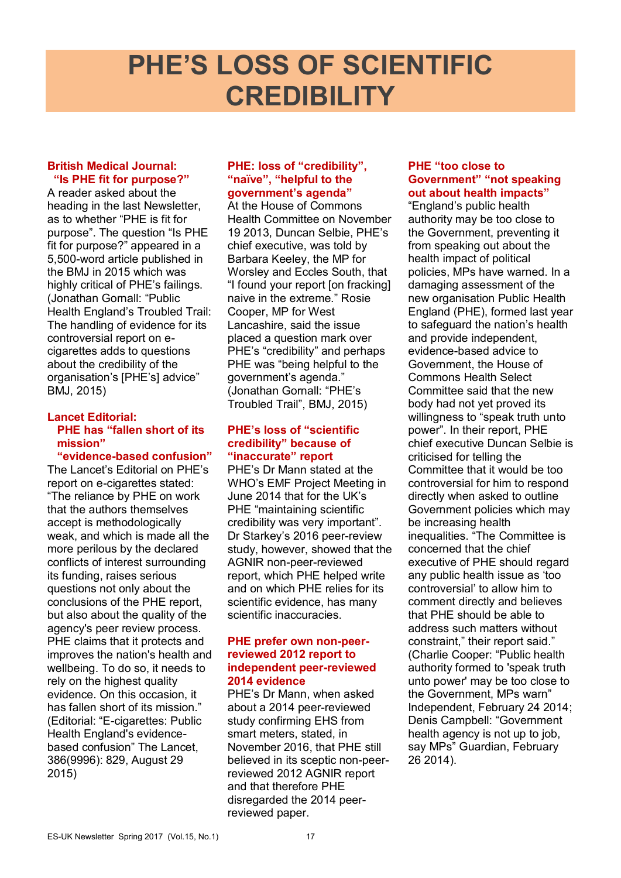# PHE'S LOSS OF SCIENTIFIC CREDIBILITY

**British Medical Journal: "Is PHE fit for purpose?"**

A reader asked about the heading in the last Newsletter, as to whether "PHE is fit for purpose". The question "Is PHE fit for purpose?" appeared in a 5,500-word article published in the BMJ in 2015 which was highly critical of PHE's failings. (Jonathan Gornall: "Public Health England's Troubled Trail: The handling of evidence for its controversial report on e-cigarettes adds to questions about the credibility of the organisation's [PHE's] advice" BMJ, 2015)

**Lancet Editorial: PHE has "fallen short of its mission" "evidence-based confusion"**

The Lancet's Editorial on PHE's report on e-cigarettes stated: "The reliance by PHE on work that the authors themselves accept is methodologically weak, and which is made all the more perilous by the declared conflicts of interest surrounding its funding, raises serious questions not only about the conclusions of the PHE report, but also about the quality of the agency's peer review process. PHE claims that it protects and improves the nation's health and wellbeing. To do so, it needs to rely on the highest quality evidence. On this occasion, it has fallen short of its mission." (Editorial: "E-cigarettes: Public Health England's evidence-based confusion" The Lancet, 386(9996): 829, August 29 2015)

**PHE: loss of "credibility", "naïve", "helpful to the government's agenda"**

At the House of Commons Health Committee on November 19 2013, Duncan Selbie, PHE's chief executive, was told by Barbara Keeley, the MP for Worsley and Eccles South, that "I found your report [on fracking] naive in the extreme." Rosie Cooper, MP for West Lancashire, said the issue placed a question mark over PHE's "credibility" and perhaps PHE was "being helpful to the government's agenda." (Jonathan Gornall: "PHE's Troubled Trail", BMJ, 2015)

**PHE's loss of "scientific credibility" because of "inaccurate" report**

PHE's Dr Mann stated at the WHO's EMF Project Meeting in June 2014 that for the UK's PHE "maintaining scientific credibility was very important". Dr Starkey's 2016 peer-review study, however, showed that the AGNIR non-peer-reviewed report, which PHE helped write and on which PHE relies for its scientific evidence, has many scientific inaccuracies.

**PHE prefer own non-peer-reviewed 2012 report to independent peer-reviewed 2014 evidence**

PHE's Dr Mann, when asked about a 2014 peer-reviewed study confirming EHS from smart meters, stated, in November 2016, that PHE still believed in its sceptic non-peer-reviewed 2012 AGNIR report and that therefore PHE disregarded the 2014 peer-reviewed paper.

**PHE "too close to Government" "not speaking out about health impacts"**

"England's public health authority may be too close to the Government, preventing it from speaking out about the health impact of political policies, MPs have warned. In a damaging assessment of the new organisation Public Health England (PHE), formed last year to safeguard the nation's health and provide independent, evidence-based advice to Government, the House of Commons Health Select Committee said that the new body had not yet proved its willingness to "speak truth unto power". In their report, PHE chief executive Duncan Selbie is criticised for telling the Committee that it would be too controversial for him to respond directly when asked to outline Government policies which may be increasing health inequalities. "The Committee is concerned that the chief executive of PHE should regard any public health issue as 'too controversial' to allow him to comment directly and believes that PHE should be able to address such matters without constraint," their report said." (Charlie Cooper: "Public health authority formed to 'speak truth unto power' may be too close to the Government, MPs warn" Independent, February 24 2014; Denis Campbell: "Government health agency is not up to job, say MPs" Guardian, February 26 2014).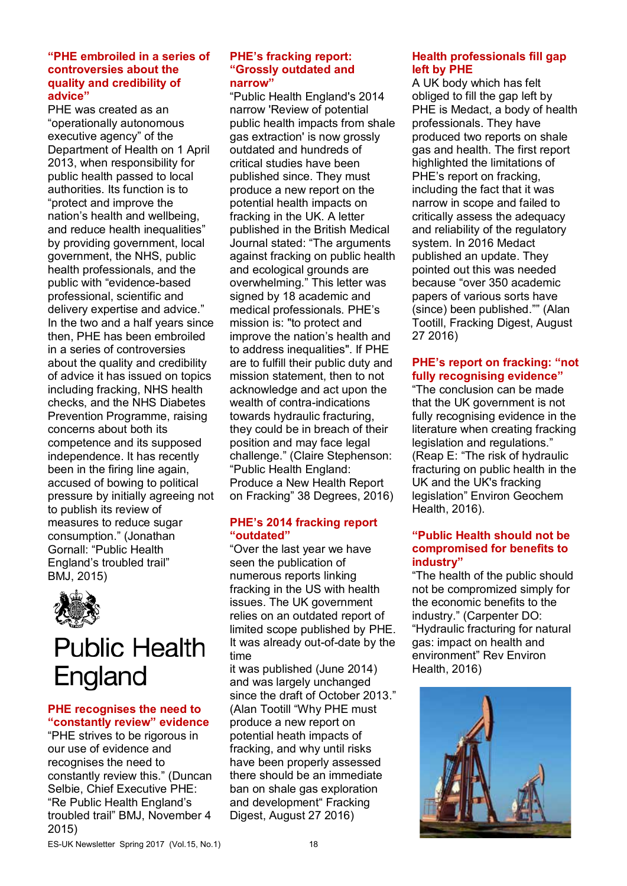### "PHE embroiled in a series of controversies about the quality and credibility of advice"

PHE was created as an "operationally autonomous executive agency" of the Department of Health on 1 April 2013, when responsibility for public health passed to local authorities. Its function is to "protect and improve the nation's health and wellbeing, and reduce health inequalities" by providing government, local government, the NHS, public health professionals, and the public with "evidence-based professional, scientific and delivery expertise and advice." In the two and a half years since then, PHE has been embroiled in a series of controversies about the quality and credibility of advice it has issued on topics including fracking, NHS health checks, and the NHS Diabetes Prevention Programme, raising concerns about both its competence and its supposed independence. It has recently been in the firing line again, accused of bowing to political pressure by initially agreeing not to publish its review of measures to reduce sugar consumption." (Jonathan Gornall: "Public Health England's troubled trail" BMJ, 2015)

Public Health England

### PHE recognises the need to "constantly review" evidence

"PHE strives to be rigorous in our use of evidence and recognises the need to constantly review this." (Duncan Selbie, Chief Executive PHE: "Re Public Health England's troubled trail" BMJ, November 4 2015)

### PHE's fracking report: "Grossly outdated and narrow"

"Public Health England's 2014 narrow 'Review of potential public health impacts from shale gas extraction' is now grossly outdated and hundreds of critical studies have been published since. They must produce a new report on the potential health impacts on fracking in the UK. A letter published in the British Medical Journal stated: "The arguments against fracking on public health and ecological grounds are overwhelming." This letter was signed by 18 academic and medical professionals. PHE's mission is: "to protect and improve the nation's health and to address inequalities". If PHE are to fulfill their public duty and mission statement, then to not acknowledge and act upon the wealth of contra-indications towards hydraulic fracturing, they could be in breach of their position and may face legal challenge." (Claire Stephenson: "Public Health England: Produce a New Health Report on Fracking" 38 Degrees, 2016)

### PHE's 2014 fracking report "outdated"

"Over the last year we have seen the publication of numerous reports linking fracking in the US with health issues. The UK government relies on an outdated report of limited scope published by PHE. It was already out-of-date by the time it was published (June 2014) and was largely unchanged since the draft of October 2013." (Alan Tootill "Why PHE must produce a new report on potential heath impacts of fracking, and why until risks have been properly assessed there should be an immediate ban on shale gas exploration and development" Fracking Digest, August 27 2016)

### Health professionals fill gap left by PHE

A UK body which has felt obliged to fill the gap left by PHE is Medact, a body of health professionals. They have produced two reports on shale gas and health. The first report highlighted the limitations of PHE's report on fracking, including the fact that it was narrow in scope and failed to critically assess the adequacy and reliability of the regulatory system. In 2016 Medact published an update. They pointed out this was needed because "over 350 academic papers of various sorts have (since) been published."" (Alan Tootill, Fracking Digest, August 27 2016)

### PHE's report on fracking: "not fully recognising evidence"

"The conclusion can be made that the UK government is not fully recognising evidence in the literature when creating fracking legislation and regulations." (Reap E: "The risk of hydraulic fracturing on public health in the UK and the UK's fracking legislation" Environ Geochem Health, 2016).

### "Public Health should not be compromised for benefits to industry"

"The health of the public should not be compromised simply for the economic benefits to the industry." (Carpenter DO: "Hydraulic fracturing for natural gas: impact on health and environment" Rev Environ Health, 2016)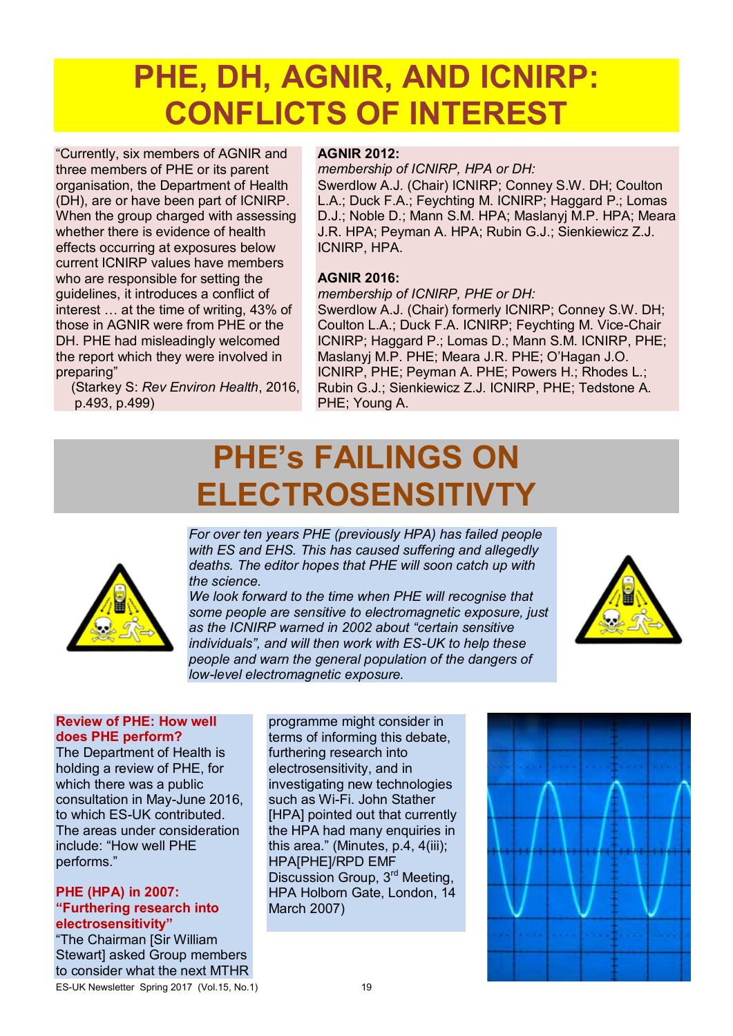# PHE, DH, AGNIR, AND ICNIRP: CONFLICTS OF INTEREST

"Currently, six members of AGNIR and three members of PHE or its parent organisation, the Department of Health (DH), are or have been part of ICNIRP. When the group charged with assessing whether there is evidence of health effects occurring at exposures below current ICNIRP values have members who are responsible for setting the guidelines, it introduces a conflict of interest … at the time of writing, 43% of those in AGNIR were from PHE or the DH. PHE had misleadingly welcomed the report which they were involved in preparing"
(Starkey S: *Rev Environ Health*, 2016, p.493, p.499)

**AGNIR 2012:**
*membership of ICNIRP, HPA or DH:*
Swerdlow A.J. (Chair) ICNIRP; Conney S.W. DH; Coulton L.A.; Duck F.A.; Feychting M. ICNIRP; Haggard P.; Lomas D.J.; Noble D.; Mann S.M. HPA; Maslanyj M.P. HPA; Meara J.R. HPA; Peyman A. HPA; Rubin G.J.; Sienkiewicz Z.J. ICNIRP, HPA.

**AGNIR 2016:**
*membership of ICNIRP, PHE or DH:*
Swerdlow A.J. (Chair) formerly ICNIRP; Conney S.W. DH; Coulton L.A.; Duck F.A. ICNIRP; Feychting M. Vice-Chair ICNIRP; Haggard P.; Lomas D.; Mann S.M. ICNIRP, PHE; Maslanyj M.P. PHE; Meara J.R. PHE; O'Hagan J.O. ICNIRP, PHE; Peyman A. PHE; Powers H.; Rhodes L.; Rubin G.J.; Sienkiewicz Z.J. ICNIRP, PHE; Tedstone A. PHE; Young A.

# PHE's FAILINGS ON ELECTROSENSITIVTY

*For over ten years PHE (previously HPA) has failed people with ES and EHS. This has caused suffering and allegedly deaths. The editor hopes that PHE will soon catch up with the science.*
*We look forward to the time when PHE will recognise that some people are sensitive to electromagnetic exposure, just as the ICNIRP warned in 2002 about "certain sensitive individuals", and will then work with ES-UK to help these people and warn the general population of the dangers of low-level electromagnetic exposure.*

**Review of PHE: How well does PHE perform?**
The Department of Health is holding a review of PHE, for which there was a public consultation in May-June 2016, to which ES-UK contributed. The areas under consideration include: "How well PHE performs."

**PHE (HPA) in 2007: "Furthering research into electrosensitivity"**
"The Chairman [Sir William Stewart] asked Group members to consider what the next MTHR programme might consider in terms of informing this debate, furthering research into electrosensitivity, and in investigating new technologies such as Wi-Fi. John Stather [HPA] pointed out that currently the HPA had many enquiries in this area." (Minutes, p.4, 4(iii); HPA[PHE]/RPD EMF Discussion Group, 3rd Meeting, HPA Holborn Gate, London, 14 March 2007)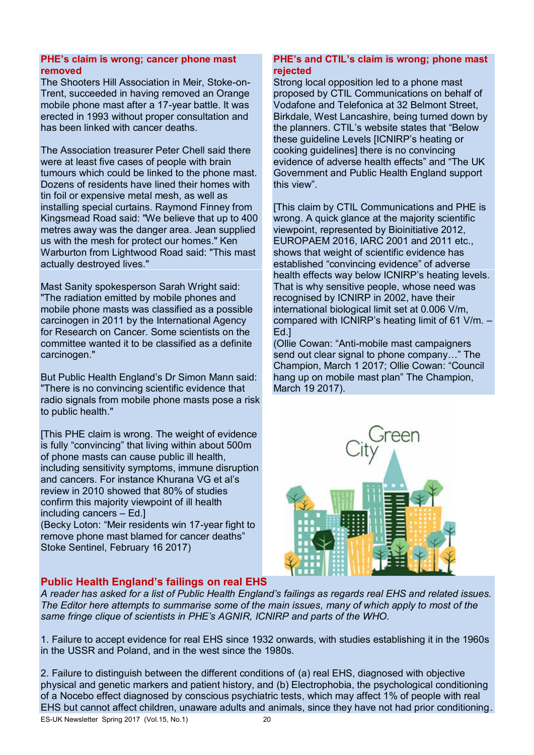## PHE's claim is wrong; cancer phone mast removed

The Shooters Hill Association in Meir, Stoke-on-Trent, succeeded in having removed an Orange mobile phone mast after a 17-year battle. It was erected in 1993 without proper consultation and has been linked with cancer deaths.

The Association treasurer Peter Chell said there were at least five cases of people with brain tumours which could be linked to the phone mast. Dozens of residents have lined their homes with tin foil or expensive metal mesh, as well as installing special curtains. Raymond Finney from Kingsmead Road said: "We believe that up to 400 metres away was the danger area. Jean supplied us with the mesh for protect our homes." Ken Warburton from Lightwood Road said: "This mast actually destroyed lives."

Mast Sanity spokesperson Sarah Wright said: "The radiation emitted by mobile phones and mobile phone masts was classified as a possible carcinogen in 2011 by the International Agency for Research on Cancer. Some scientists on the committee wanted it to be classified as a definite carcinogen."

But Public Health England's Dr Simon Mann said: "There is no convincing scientific evidence that radio signals from mobile phone masts pose a risk to public health."

[This PHE claim is wrong. The weight of evidence is fully "convincing" that living within about 500m of phone masts can cause public ill health, including sensitivity symptoms, immune disruption and cancers. For instance Khurana VG et al's review in 2010 showed that 80% of studies confirm this majority viewpoint of ill health including cancers – Ed.]

(Becky Loton: "Meir residents win 17-year fight to remove phone mast blamed for cancer deaths" Stoke Sentinel, February 16 2017)

## PHE's and CTIL's claim is wrong; phone mast rejected

Strong local opposition led to a phone mast proposed by CTIL Communications on behalf of Vodafone and Telefonica at 32 Belmont Street, Birkdale, West Lancashire, being turned down by the planners. CTIL's website states that "Below these guideline Levels [ICNIRP's heating or cooking guidelines] there is no convincing evidence of adverse health effects" and "The UK Government and Public Health England support this view".

[This claim by CTIL Communications and PHE is wrong. A quick glance at the majority scientific viewpoint, represented by Bioinitiative 2012, EUROPAEM 2016, IARC 2001 and 2011 etc., shows that weight of scientific evidence has established "convincing evidence" of adverse health effects way below ICNIRP's heating levels. That is why sensitive people, whose need was recognised by ICNIRP in 2002, have their international biological limit set at 0.006 V/m, compared with ICNIRP's heating limit of 61 V/m. – Ed.]

(Ollie Cowan: "Anti-mobile mast campaigners send out clear signal to phone company…" The Champion, March 1 2017; Ollie Cowan: "Council hang up on mobile mast plan" The Champion, March 19 2017).

## Public Health England's failings on real EHS

*A reader has asked for a list of Public Health England's failings as regards real EHS and related issues. The Editor here attempts to summarise some of the main issues, many of which apply to most of the same fringe clique of scientists in PHE's AGNIR, ICNIRP and parts of the WHO.*

1. Failure to accept evidence for real EHS since 1932 onwards, with studies establishing it in the 1960s in the USSR and Poland, and in the west since the 1980s.

2. Failure to distinguish between the different conditions of (a) real EHS, diagnosed with objective physical and genetic markers and patient history, and (b) Electrophobia, the psychological conditioning of a Nocebo effect diagnosed by conscious psychiatric tests, which may affect 1% of people with real EHS but cannot affect children, unaware adults and animals, since they have not had prior conditioning.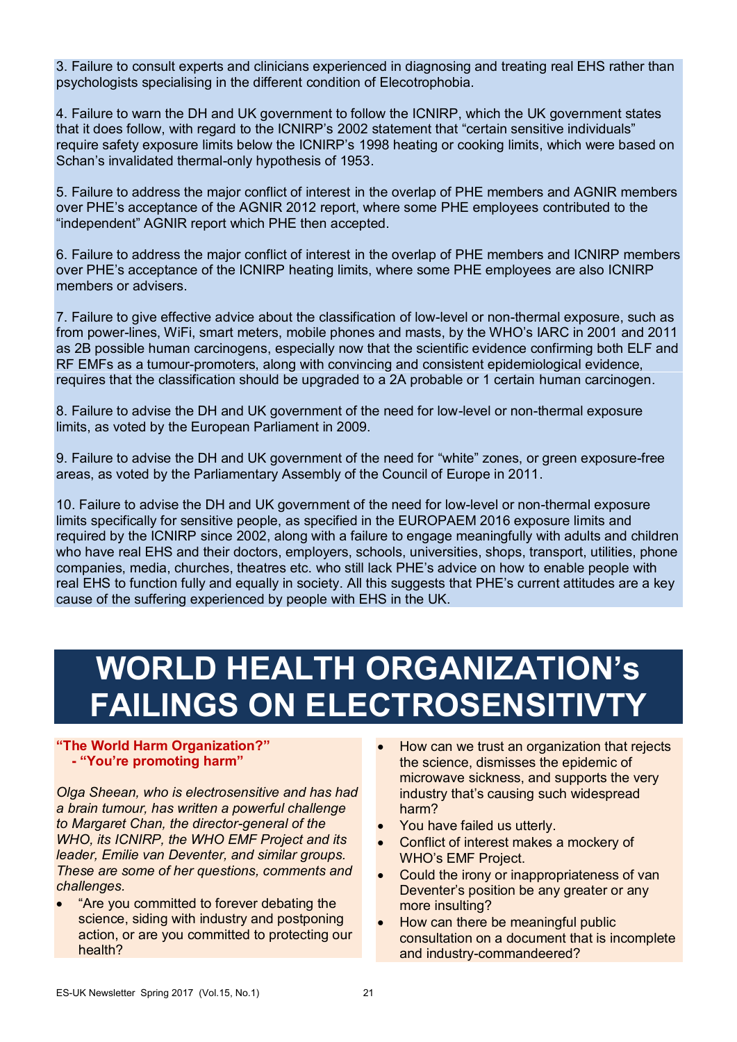3. Failure to consult experts and clinicians experienced in diagnosing and treating real EHS rather than psychologists specialising in the different condition of Elecotrophobia.

4. Failure to warn the DH and UK government to follow the ICNIRP, which the UK government states that it does follow, with regard to the ICNIRP's 2002 statement that "certain sensitive individuals" require safety exposure limits below the ICNIRP's 1998 heating or cooking limits, which were based on Schan's invalidated thermal-only hypothesis of 1953.

5. Failure to address the major conflict of interest in the overlap of PHE members and AGNIR members over PHE's acceptance of the AGNIR 2012 report, where some PHE employees contributed to the "independent" AGNIR report which PHE then accepted.

6. Failure to address the major conflict of interest in the overlap of PHE members and ICNIRP members over PHE's acceptance of the ICNIRP heating limits, where some PHE employees are also ICNIRP members or advisers.

7. Failure to give effective advice about the classification of low-level or non-thermal exposure, such as from power-lines, WiFi, smart meters, mobile phones and masts, by the WHO's IARC in 2001 and 2011 as 2B possible human carcinogens, especially now that the scientific evidence confirming both ELF and RF EMFs as a tumour-promoters, along with convincing and consistent epidemiological evidence, requires that the classification should be upgraded to a 2A probable or 1 certain human carcinogen.

8. Failure to advise the DH and UK government of the need for low-level or non-thermal exposure limits, as voted by the European Parliament in 2009.

9. Failure to advise the DH and UK government of the need for "white" zones, or green exposure-free areas, as voted by the Parliamentary Assembly of the Council of Europe in 2011.

10. Failure to advise the DH and UK government of the need for low-level or non-thermal exposure limits specifically for sensitive people, as specified in the EUROPAEM 2016 exposure limits and required by the ICNIRP since 2002, along with a failure to engage meaningfully with adults and children who have real EHS and their doctors, employers, schools, universities, shops, transport, utilities, phone companies, media, churches, theatres etc. who still lack PHE's advice on how to enable people with real EHS to function fully and equally in society. All this suggests that PHE's current attitudes are a key cause of the suffering experienced by people with EHS in the UK.

# WORLD HEALTH ORGANIZATION's FAILINGS ON ELECTROSENSITIVTY

**"The World Harm Organization?" - "You're promoting harm"**

*Olga Sheean, who is electrosensitive and has had a brain tumour, has written a powerful challenge to Margaret Chan, the director-general of the WHO, its ICNIRP, the WHO EMF Project and its leader, Emilie van Deventer, and similar groups. These are some of her questions, comments and challenges.*

- "Are you committed to forever debating the science, siding with industry and postponing action, or are you committed to protecting our health?
- How can we trust an organization that rejects the science, dismisses the epidemic of microwave sickness, and supports the very industry that's causing such widespread harm?
- You have failed us utterly.
- Conflict of interest makes a mockery of WHO's EMF Project.
- Could the irony or inappropriateness of van Deventer's position be any greater or any more insulting?
- How can there be meaningful public consultation on a document that is incomplete and industry-commandeered?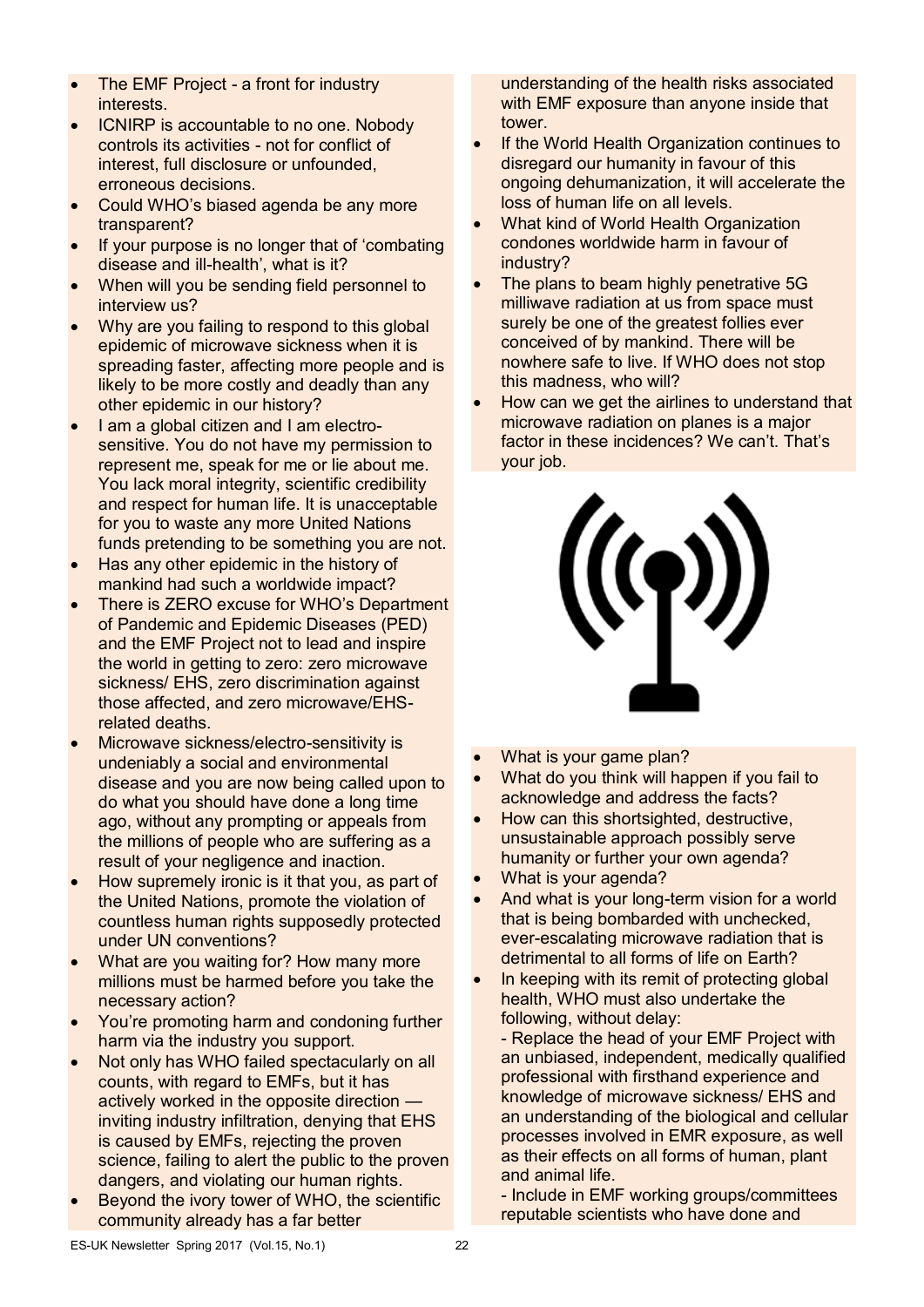- The EMF Project - a front for industry interests.
- ICNIRP is accountable to no one. Nobody controls its activities - not for conflict of interest, full disclosure or unfounded, erroneous decisions.
- Could WHO's biased agenda be any more transparent?
- If your purpose is no longer that of 'combating disease and ill-health', what is it?
- When will you be sending field personnel to interview us?
- Why are you failing to respond to this global epidemic of microwave sickness when it is spreading faster, affecting more people and is likely to be more costly and deadly than any other epidemic in our history?
- I am a global citizen and I am electro-sensitive. You do not have my permission to represent me, speak for me or lie about me. You lack moral integrity, scientific credibility and respect for human life. It is unacceptable for you to waste any more United Nations funds pretending to be something you are not.
- Has any other epidemic in the history of mankind had such a worldwide impact?
- There is ZERO excuse for WHO's Department of Pandemic and Epidemic Diseases (PED) and the EMF Project not to lead and inspire the world in getting to zero: zero microwave sickness/ EHS, zero discrimination against those affected, and zero microwave/EHS-related deaths.
- Microwave sickness/electro-sensitivity is undeniably a social and environmental disease and you are now being called upon to do what you should have done a long time ago, without any prompting or appeals from the millions of people who are suffering as a result of your negligence and inaction.
- How supremely ironic is it that you, as part of the United Nations, promote the violation of countless human rights supposedly protected under UN conventions?
- What are you waiting for? How many more millions must be harmed before you take the necessary action?
- You're promoting harm and condoning further harm via the industry you support.
- Not only has WHO failed spectacularly on all counts, with regard to EMFs, but it has actively worked in the opposite direction — inviting industry infiltration, denying that EHS is caused by EMFs, rejecting the proven science, failing to alert the public to the proven dangers, and violating our human rights.
- Beyond the ivory tower of WHO, the scientific community already has a far better understanding of the health risks associated with EMF exposure than anyone inside that tower.
- If the World Health Organization continues to disregard our humanity in favour of this ongoing dehumanization, it will accelerate the loss of human life on all levels.
- What kind of World Health Organization condones worldwide harm in favour of industry?
- The plans to beam highly penetrative 5G milliwave radiation at us from space must surely be one of the greatest follies ever conceived of by mankind. There will be nowhere safe to live. If WHO does not stop this madness, who will?
- How can we get the airlines to understand that microwave radiation on planes is a major factor in these incidences? We can't. That's your job.
- What is your game plan?
- What do you think will happen if you fail to acknowledge and address the facts?
- How can this shortsighted, destructive, unsustainable approach possibly serve humanity or further your own agenda?
- What is your agenda?
- And what is your long-term vision for a world that is being bombarded with unchecked, ever-escalating microwave radiation that is detrimental to all forms of life on Earth?
- In keeping with its remit of protecting global health, WHO must also undertake the following, without delay:

  - Replace the head of your EMF Project with an unbiased, independent, medically qualified professional with firsthand experience and knowledge of microwave sickness/ EHS and an understanding of the biological and cellular processes involved in EMR exposure, as well as their effects on all forms of human, plant and animal life.
  - Include in EMF working groups/committees reputable scientists who have done and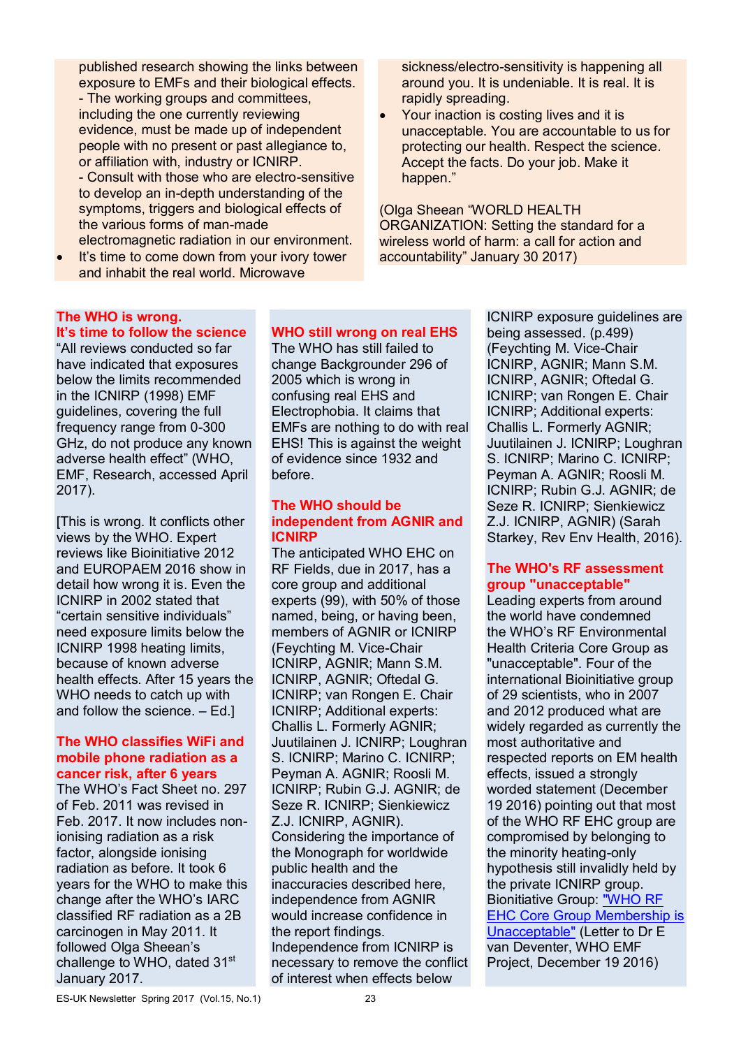published research showing the links between exposure to EMFs and their biological effects.
- The working groups and committees, including the one currently reviewing evidence, must be made up of independent people with no present or past allegiance to, or affiliation with, industry or ICNIRP.
- Consult with those who are electro-sensitive to develop an in-depth understanding of the symptoms, triggers and biological effects of the various forms of man-made electromagnetic radiation in our environment.

- It's time to come down from your ivory tower and inhabit the real world. Microwave sickness/electro-sensitivity is happening all around you. It is undeniable. It is real. It is rapidly spreading.
- Your inaction is costing lives and it is unacceptable. You are accountable to us for protecting our health. Respect the science. Accept the facts. Do your job. Make it happen."

(Olga Sheean "WORLD HEALTH ORGANIZATION: Setting the standard for a wireless world of harm: a call for action and accountability" January 30 2017)

## The WHO is wrong. It's time to follow the science

"All reviews conducted so far have indicated that exposures below the limits recommended in the ICNIRP (1998) EMF guidelines, covering the full frequency range from 0-300 GHz, do not produce any known adverse health effect" (WHO, EMF, Research, accessed April 2017).

[This is wrong. It conflicts other views by the WHO. Expert reviews like Bioinitiative 2012 and EUROPAEM 2016 show in detail how wrong it is. Even the ICNIRP in 2002 stated that "certain sensitive individuals" need exposure limits below the ICNIRP 1998 heating limits, because of known adverse health effects. After 15 years the WHO needs to catch up with and follow the science. – Ed.]

## The WHO classifies WiFi and mobile phone radiation as a cancer risk, after 6 years

The WHO's Fact Sheet no. 297 of Feb. 2011 was revised in Feb. 2017. It now includes non-ionising radiation as a risk factor, alongside ionising radiation as before. It took 6 years for the WHO to make this change after the WHO's IARC classified RF radiation as a 2B carcinogen in May 2011. It followed Olga Sheean's challenge to WHO, dated 31st January 2017.

## WHO still wrong on real EHS

The WHO has still failed to change Backgrounder 296 of 2005 which is wrong in confusing real EHS and Electrophobia. It claims that EMFs are nothing to do with real EHS! This is against the weight of evidence since 1932 and before.

## The WHO should be independent from AGNIR and ICNIRP

The anticipated WHO EHC on RF Fields, due in 2017, has a core group and additional experts (99), with 50% of those named, being, or having been, members of AGNIR or ICNIRP (Feychting M. Vice-Chair ICNIRP, AGNIR; Mann S.M. ICNIRP, AGNIR; Oftedal G. ICNIRP; van Rongen E. Chair ICNIRP; Additional experts: Challis L. Formerly AGNIR; Juutilainen J. ICNIRP; Loughran S. ICNIRP; Marino C. ICNIRP; Peyman A. AGNIR; Roosli M. ICNIRP; Rubin G.J. AGNIR; de Seze R. ICNIRP; Sienkiewicz Z.J. ICNIRP, AGNIR). Considering the importance of the Monograph for worldwide public health and the inaccuracies described here, independence from AGNIR would increase confidence in the report findings. Independence from ICNIRP is necessary to remove the conflict of interest when effects below ICNIRP exposure guidelines are being assessed. (p.499) (Feychting M. Vice-Chair ICNIRP, AGNIR; Mann S.M. ICNIRP, AGNIR; Oftedal G. ICNIRP; van Rongen E. Chair ICNIRP; Additional experts: Challis L. Formerly AGNIR; Juutilainen J. ICNIRP; Loughran S. ICNIRP; Marino C. ICNIRP; Peyman A. AGNIR; Roosli M. ICNIRP; Rubin G.J. AGNIR; de Seze R. ICNIRP; Sienkiewicz Z.J. ICNIRP, AGNIR) (Sarah Starkey, Rev Env Health, 2016).

## The WHO's RF assessment group "unacceptable"

Leading experts from around the world have condemned the WHO's RF Environmental Health Criteria Core Group as "unacceptable". Four of the international Bioinitiative group of 29 scientists, who in 2007 and 2012 produced what are widely regarded as currently the most authoritative and respected reports on EM health effects, issued a strongly worded statement (December 19 2016) pointing out that most of the WHO RF EHC group are compromised by belonging to the minority heating-only hypothesis still invalidly held by the private ICNIRP group. Bionitiative Group: "WHO RF EHC Core Group Membership is Unacceptable" (Letter to Dr E van Deventer, WHO EMF Project, December 19 2016)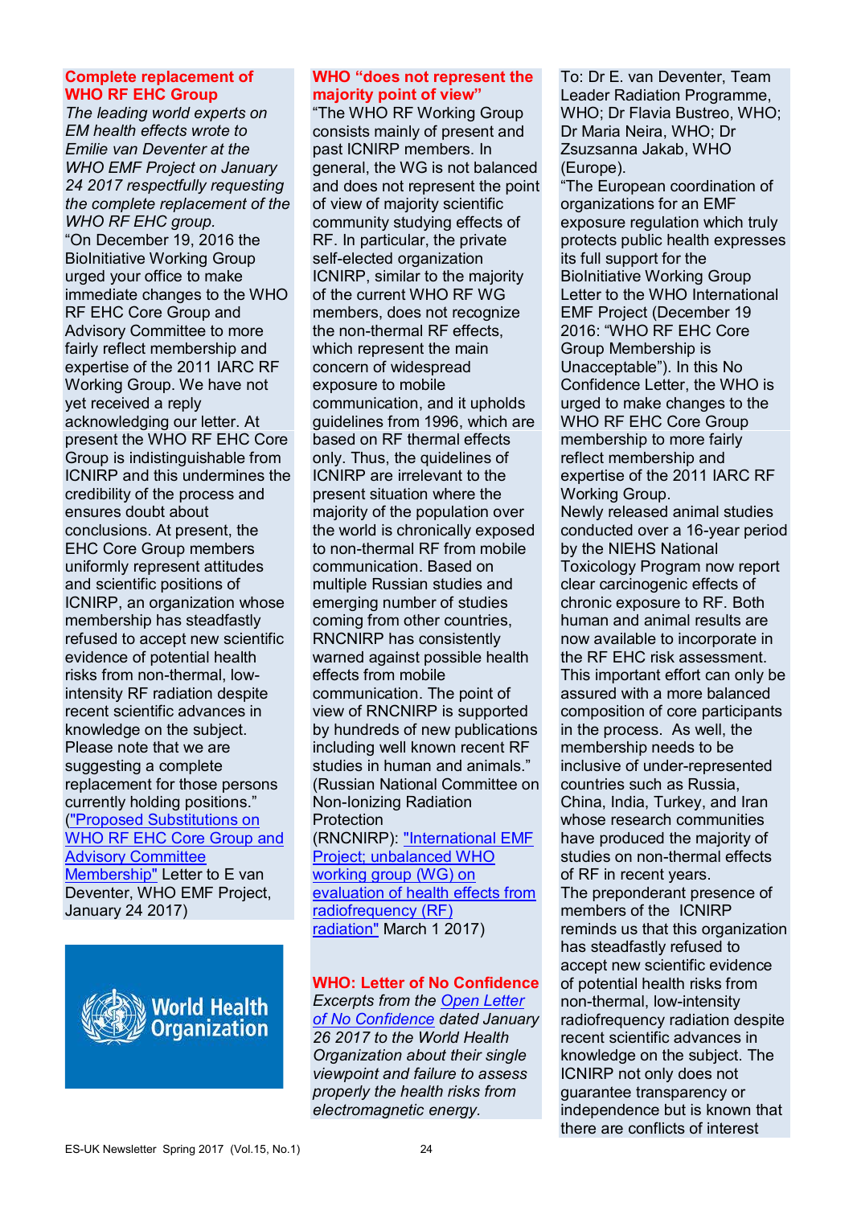## Complete replacement of WHO RF EHC Group

*The leading world experts on EM health effects wrote to Emilie van Deventer at the WHO EMF Project on January 24 2017 respectfully requesting the complete replacement of the WHO RF EHC group.*

"On December 19, 2016 the BioInitiative Working Group urged your office to make immediate changes to the WHO RF EHC Core Group and Advisory Committee to more fairly reflect membership and expertise of the 2011 IARC RF Working Group. We have not yet received a reply acknowledging our letter. At present the WHO RF EHC Core Group is indistinguishable from ICNIRP and this undermines the credibility of the process and ensures doubt about conclusions. At present, the EHC Core Group members uniformly represent attitudes and scientific positions of ICNIRP, an organization whose membership has steadfastly refused to accept new scientific evidence of potential health risks from non-thermal, low-intensity RF radiation despite recent scientific advances in knowledge on the subject. Please note that we are suggesting a complete replacement for those persons currently holding positions." ("Proposed Substitutions on WHO RF EHC Core Group and Advisory Committee Membership" Letter to E van Deventer, WHO EMF Project, January 24 2017)

## WHO "does not represent the majority point of view"

"The WHO RF Working Group consists mainly of present and past ICNIRP members. In general, the WG is not balanced and does not represent the point of view of majority scientific community studying effects of RF. In particular, the private self-elected organization ICNIRP, similar to the majority of the current WHO RF WG members, does not recognize the non-thermal RF effects, which represent the main concern of widespread exposure to mobile communication, and it upholds guidelines from 1996, which are based on RF thermal effects only. Thus, the quidelines of ICNIRP are irrelevant to the present situation where the majority of the population over the world is chronically exposed to non-thermal RF from mobile communication. Based on multiple Russian studies and emerging number of studies coming from other countries, RNCNIRP has consistently warned against possible health effects from mobile communication. The point of view of RNCNIRP is supported by hundreds of new publications including well known recent RF studies in human and animals." (Russian National Committee on Non-Ionizing Radiation Protection (RNCNIRP): "International EMF Project; unbalanced WHO working group (WG) on evaluation of health effects from radiofrequency (RF) radiation" March 1 2017)

## WHO: Letter of No Confidence

*Excerpts from the Open Letter of No Confidence dated January 26 2017 to the World Health Organization about their single viewpoint and failure to assess properly the health risks from electromagnetic energy.*

To: Dr E. van Deventer, Team Leader Radiation Programme, WHO; Dr Flavia Bustreo, WHO; Dr Maria Neira, WHO; Dr Zsuzsanna Jakab, WHO (Europe).

"The European coordination of organizations for an EMF exposure regulation which truly protects public health expresses its full support for the BioInitiative Working Group Letter to the WHO International EMF Project (December 19 2016: "WHO RF EHC Core Group Membership is Unacceptable"). In this No Confidence Letter, the WHO is urged to make changes to the WHO RF EHC Core Group membership to more fairly reflect membership and expertise of the 2011 IARC RF Working Group.

Newly released animal studies conducted over a 16-year period by the NIEHS National Toxicology Program now report clear carcinogenic effects of chronic exposure to RF. Both human and animal results are now available to incorporate in the RF EHC risk assessment. This important effort can only be assured with a more balanced composition of core participants in the process. As well, the membership needs to be inclusive of under-represented countries such as Russia, China, India, Turkey, and Iran whose research communities have produced the majority of studies on non-thermal effects of RF in recent years.

The preponderant presence of members of the ICNIRP reminds us that this organization has steadfastly refused to accept new scientific evidence of potential health risks from non-thermal, low-intensity radiofrequency radiation despite recent scientific advances in knowledge on the subject. The ICNIRP not only does not guarantee transparency or independence but is known that there are conflicts of interest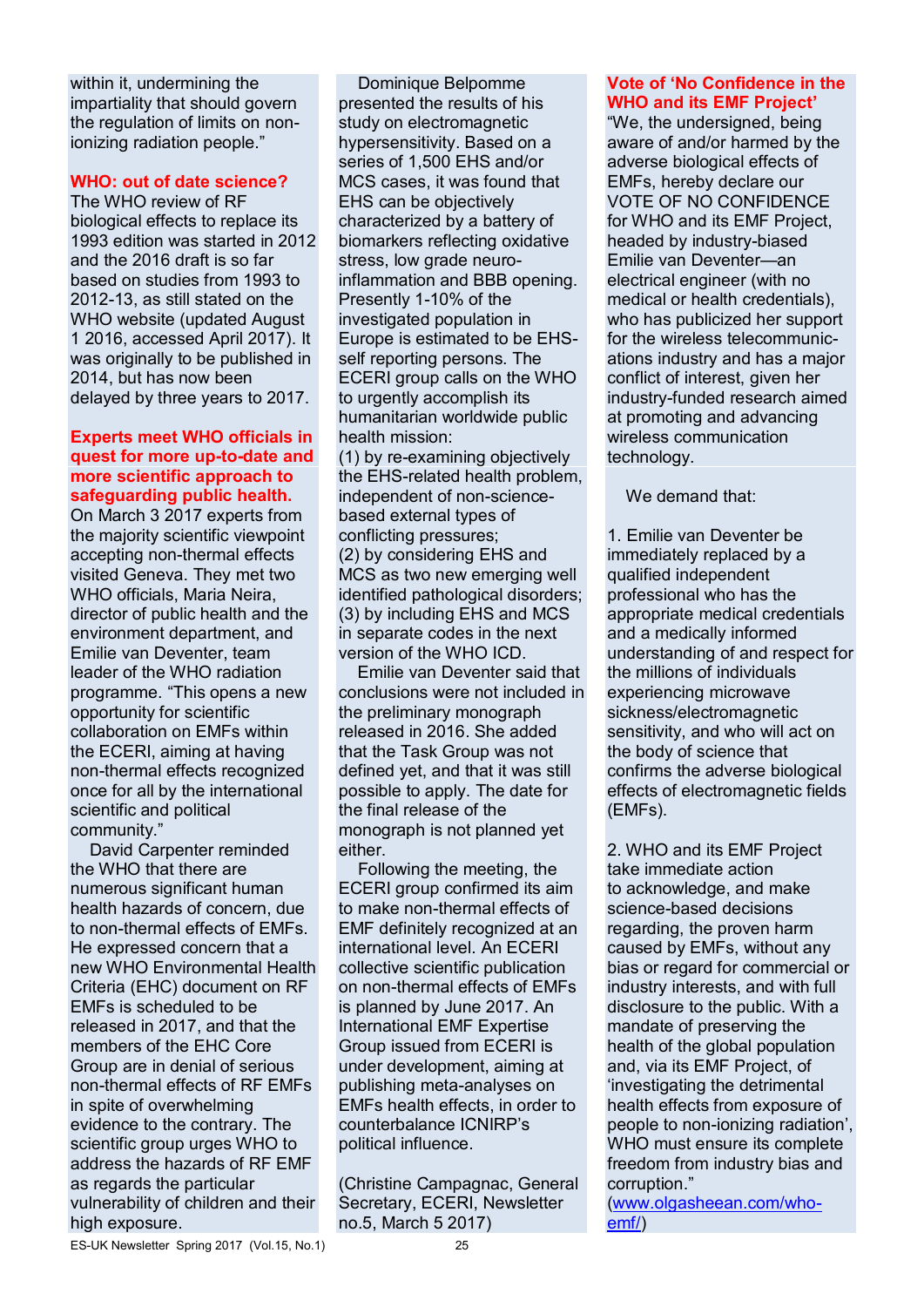within it, undermining the impartiality that should govern the regulation of limits on non-ionizing radiation people."

## WHO: out of date science?

The WHO review of RF biological effects to replace its 1993 edition was started in 2012 and the 2016 draft is so far based on studies from 1993 to 2012-13, as still stated on the WHO website (updated August 1 2016, accessed April 2017). It was originally to be published in 2014, but has now been delayed by three years to 2017.

## Experts meet WHO officials in quest for more up-to-date and more scientific approach to safeguarding public health.

On March 3 2017 experts from the majority scientific viewpoint accepting non-thermal effects visited Geneva. They met two WHO officials, Maria Neira, director of public health and the environment department, and Emilie van Deventer, team leader of the WHO radiation programme. "This opens a new opportunity for scientific collaboration on EMFs within the ECERI, aiming at having non-thermal effects recognized once for all by the international scientific and political community."

David Carpenter reminded the WHO that there are numerous significant human health hazards of concern, due to non-thermal effects of EMFs. He expressed concern that a new WHO Environmental Health Criteria (EHC) document on RF EMFs is scheduled to be released in 2017, and that the members of the EHC Core Group are in denial of serious non-thermal effects of RF EMFs in spite of overwhelming evidence to the contrary. The scientific group urges WHO to address the hazards of RF EMF as regards the particular vulnerability of children and their high exposure.

Dominique Belpomme presented the results of his study on electromagnetic hypersensitivity. Based on a series of 1,500 EHS and/or MCS cases, it was found that EHS can be objectively characterized by a battery of biomarkers reflecting oxidative stress, low grade neuro-inflammation and BBB opening. Presently 1-10% of the investigated population in Europe is estimated to be EHS-self reporting persons. The ECERI group calls on the WHO to urgently accomplish its humanitarian worldwide public health mission:
(1) by re-examining objectively the EHS-related health problem, independent of non-science-based external types of conflicting pressures;
(2) by considering EHS and MCS as two new emerging well identified pathological disorders;
(3) by including EHS and MCS in separate codes in the next version of the WHO ICD.

Emilie van Deventer said that conclusions were not included in the preliminary monograph released in 2016. She added that the Task Group was not defined yet, and that it was still possible to apply. The date for the final release of the monograph is not planned yet either.

Following the meeting, the ECERI group confirmed its aim to make non-thermal effects of EMF definitely recognized at an international level. An ECERI collective scientific publication on non-thermal effects of EMFs is planned by June 2017. An International EMF Expertise Group issued from ECERI is under development, aiming at publishing meta-analyses on EMFs health effects, in order to counterbalance ICNIRP's political influence.

(Christine Campagnac, General Secretary, ECERI, Newsletter no.5, March 5 2017)

## Vote of 'No Confidence in the WHO and its EMF Project'

"We, the undersigned, being aware of and/or harmed by the adverse biological effects of EMFs, hereby declare our VOTE OF NO CONFIDENCE for WHO and its EMF Project, headed by industry-biased Emilie van Deventer—an electrical engineer (with no medical or health credentials), who has publicized her support for the wireless telecommunic-ations industry and has a major conflict of interest, given her industry-funded research aimed at promoting and advancing wireless communication technology.

We demand that:

1. Emilie van Deventer be immediately replaced by a qualified independent professional who has the appropriate medical credentials and a medically informed understanding of and respect for the millions of individuals experiencing microwave sickness/electromagnetic sensitivity, and who will act on the body of science that confirms the adverse biological effects of electromagnetic fields (EMFs).

2. WHO and its EMF Project take immediate action to acknowledge, and make science-based decisions regarding, the proven harm caused by EMFs, without any bias or regard for commercial or industry interests, and with full disclosure to the public. With a mandate of preserving the health of the global population and, via its EMF Project, of 'investigating the detrimental health effects from exposure of people to non-ionizing radiation', WHO must ensure its complete freedom from industry bias and corruption."
(www.olgasheean.com/who-emf/)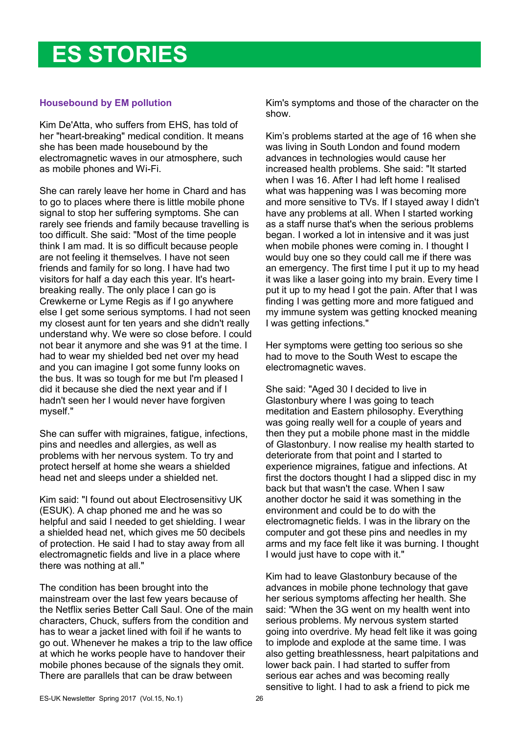# ES STORIES

### Housebound by EM pollution

Kim De'Atta, who suffers from EHS, has told of her "heart-breaking" medical condition. It means she has been made housebound by the electromagnetic waves in our atmosphere, such as mobile phones and Wi-Fi.

She can rarely leave her home in Chard and has to go to places where there is little mobile phone signal to stop her suffering symptoms. She can rarely see friends and family because travelling is too difficult. She said: "Most of the time people think I am mad. It is so difficult because people are not feeling it themselves. I have not seen friends and family for so long. I have had two visitors for half a day each this year. It's heart-breaking really. The only place I can go is Crewkerne or Lyme Regis as if I go anywhere else I get some serious symptoms. I had not seen my closest aunt for ten years and she didn't really understand why. We were so close before. I could not bear it anymore and she was 91 at the time. I had to wear my shielded bed net over my head and you can imagine I got some funny looks on the bus. It was so tough for me but I'm pleased I did it because she died the next year and if I hadn't seen her I would never have forgiven myself."

She can suffer with migraines, fatigue, infections, pins and needles and allergies, as well as problems with her nervous system. To try and protect herself at home she wears a shielded head net and sleeps under a shielded net.

Kim said: "I found out about Electrosensitivy UK (ESUK). A chap phoned me and he was so helpful and said I needed to get shielding. I wear a shielded head net, which gives me 50 decibels of protection. He said I had to stay away from all electromagnetic fields and live in a place where there was nothing at all."

The condition has been brought into the mainstream over the last few years because of the Netflix series Better Call Saul. One of the main characters, Chuck, suffers from the condition and has to wear a jacket lined with foil if he wants to go out. Whenever he makes a trip to the law office at which he works people have to handover their mobile phones because of the signals they omit. There are parallels that can be draw between Kim's symptoms and those of the character on the show.

Kim's problems started at the age of 16 when she was living in South London and found modern advances in technologies would cause her increased health problems. She said: "It started when I was 16. After I had left home I realised what was happening was I was becoming more and more sensitive to TVs. If I stayed away I didn't have any problems at all. When I started working as a staff nurse that's when the serious problems began. I worked a lot in intensive and it was just when mobile phones were coming in. I thought I would buy one so they could call me if there was an emergency. The first time I put it up to my head it was like a laser going into my brain. Every time I put it up to my head I got the pain. After that I was finding I was getting more and more fatigued and my immune system was getting knocked meaning I was getting infections."

Her symptoms were getting too serious so she had to move to the South West to escape the electromagnetic waves.

She said: "Aged 30 I decided to live in Glastonbury where I was going to teach meditation and Eastern philosophy. Everything was going really well for a couple of years and then they put a mobile phone mast in the middle of Glastonbury. I now realise my health started to deteriorate from that point and I started to experience migraines, fatigue and infections. At first the doctors thought I had a slipped disc in my back but that wasn't the case. When I saw another doctor he said it was something in the environment and could be to do with the electromagnetic fields. I was in the library on the computer and got these pins and needles in my arms and my face felt like it was burning. I thought I would just have to cope with it."

Kim had to leave Glastonbury because of the advances in mobile phone technology that gave her serious symptoms affecting her health. She said: "When the 3G went on my health went into serious problems. My nervous system started going into overdrive. My head felt like it was going to implode and explode at the same time. I was also getting breathlessness, heart palpitations and lower back pain. I had started to suffer from serious ear aches and was becoming really sensitive to light. I had to ask a friend to pick me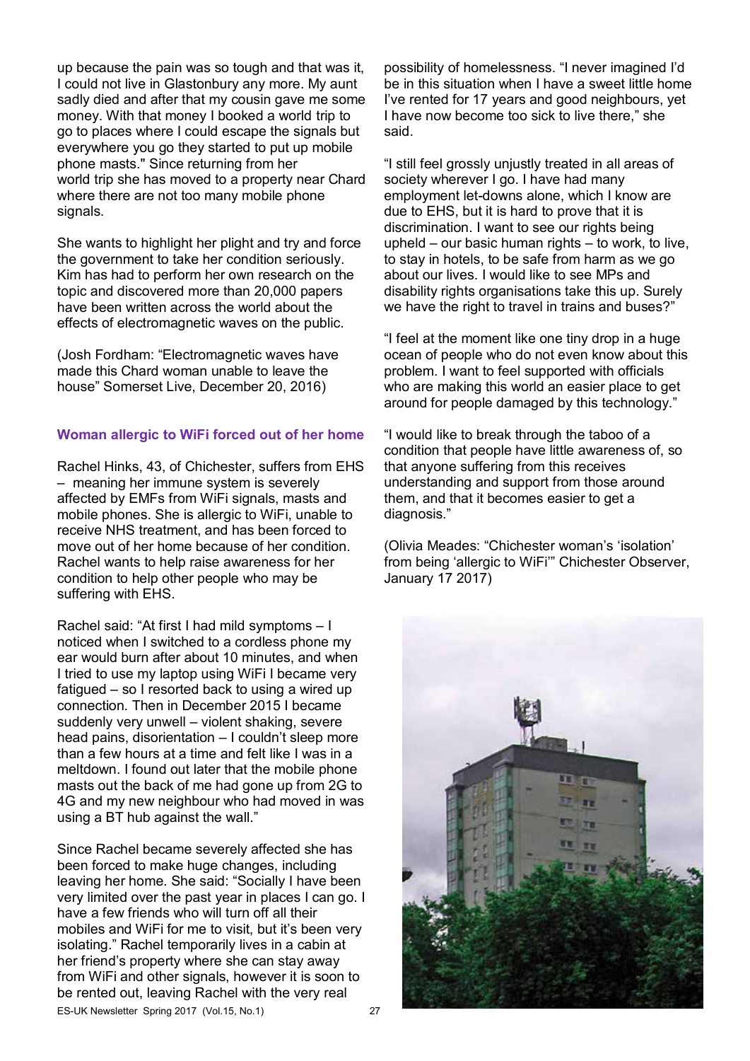up because the pain was so tough and that was it, I could not live in Glastonbury any more. My aunt sadly died and after that my cousin gave me some money. With that money I booked a world trip to go to places where I could escape the signals but everywhere you go they started to put up mobile phone masts." Since returning from her world trip she has moved to a property near Chard where there are not too many mobile phone signals.

She wants to highlight her plight and try and force the government to take her condition seriously. Kim has had to perform her own research on the topic and discovered more than 20,000 papers have been written across the world about the effects of electromagnetic waves on the public.

(Josh Fordham: "Electromagnetic waves have made this Chard woman unable to leave the house" Somerset Live, December 20, 2016)

### Woman allergic to WiFi forced out of her home

Rachel Hinks, 43, of Chichester, suffers from EHS – meaning her immune system is severely affected by EMFs from WiFi signals, masts and mobile phones. She is allergic to WiFi, unable to receive NHS treatment, and has been forced to move out of her home because of her condition. Rachel wants to help raise awareness for her condition to help other people who may be suffering with EHS.

Rachel said: "At first I had mild symptoms – I noticed when I switched to a cordless phone my ear would burn after about 10 minutes, and when I tried to use my laptop using WiFi I became very fatigued – so I resorted back to using a wired up connection. Then in December 2015 I became suddenly very unwell – violent shaking, severe head pains, disorientation – I couldn't sleep more than a few hours at a time and felt like I was in a meltdown. I found out later that the mobile phone masts out the back of me had gone up from 2G to 4G and my new neighbour who had moved in was using a BT hub against the wall."

Since Rachel became severely affected she has been forced to make huge changes, including leaving her home. She said: "Socially I have been very limited over the past year in places I can go. I have a few friends who will turn off all their mobiles and WiFi for me to visit, but it's been very isolating." Rachel temporarily lives in a cabin at her friend's property where she can stay away from WiFi and other signals, however it is soon to be rented out, leaving Rachel with the very real possibility of homelessness. "I never imagined I'd be in this situation when I have a sweet little home I've rented for 17 years and good neighbours, yet I have now become too sick to live there," she said.

"I still feel grossly unjustly treated in all areas of society wherever I go. I have had many employment let-downs alone, which I know are due to EHS, but it is hard to prove that it is discrimination. I want to see our rights being upheld – our basic human rights – to work, to live, to stay in hotels, to be safe from harm as we go about our lives. I would like to see MPs and disability rights organisations take this up. Surely we have the right to travel in trains and buses?"

"I feel at the moment like one tiny drop in a huge ocean of people who do not even know about this problem. I want to feel supported with officials who are making this world an easier place to get around for people damaged by this technology."

"I would like to break through the taboo of a condition that people have little awareness of, so that anyone suffering from this receives understanding and support from those around them, and that it becomes easier to get a diagnosis."

(Olivia Meades: "Chichester woman's 'isolation' from being 'allergic to WiFi'" Chichester Observer, January 17 2017)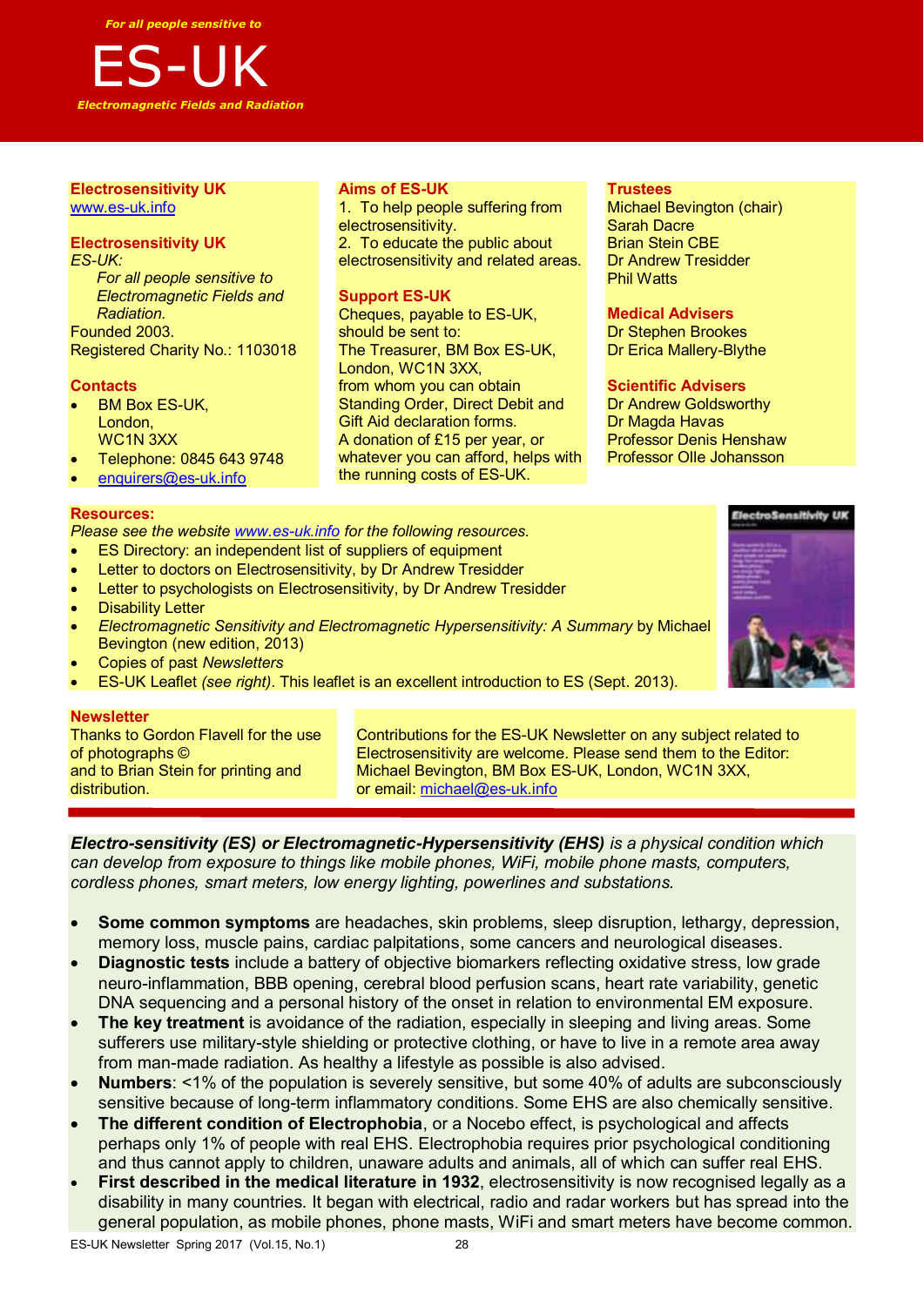*For all people sensitive to*

# ES-UK

*Electromagnetic Fields and Radiation*

**Electrosensitivity UK**
[www.es-uk.info](http://www.es-uk.info)

**Electrosensitivity UK**
*ES-UK:*
*For all people sensitive to Electromagnetic Fields and Radiation.*
Founded 2003.
Registered Charity No.: 1103018

**Contacts**

- BM Box ES-UK, London, WC1N 3XX
- Telephone: 0845 643 9748
- enquirers@es-uk.info

**Aims of ES-UK**
1. To help people suffering from electrosensitivity.
2. To educate the public about electrosensitivity and related areas.

**Support ES-UK**
Cheques, payable to ES-UK, should be sent to:
The Treasurer, BM Box ES-UK, London, WC1N 3XX,
from whom you can obtain Standing Order, Direct Debit and Gift Aid declaration forms.
A donation of £15 per year, or whatever you can afford, helps with the running costs of ES-UK.

**Trustees**
Michael Bevington (chair)
Sarah Dacre
Brian Stein CBE
Dr Andrew Tresidder
Phil Watts

**Medical Advisers**
Dr Stephen Brookes
Dr Erica Mallery-Blythe

**Scientific Advisers**
Dr Andrew Goldsworthy
Dr Magda Havas
Professor Denis Henshaw
Professor Olle Johansson

**Resources:**
*Please see the website [www.es-uk.info](http://www.es-uk.info) for the following resources.*

- ES Directory: an independent list of suppliers of equipment
- Letter to doctors on Electrosensitivity, by Dr Andrew Tresidder
- Letter to psychologists on Electrosensitivity, by Dr Andrew Tresidder
- Disability Letter
- *Electromagnetic Sensitivity and Electromagnetic Hypersensitivity: A Summary* by Michael Bevington (new edition, 2013)
- Copies of past *Newsletters*
- ES-UK Leaflet *(see right)*. This leaflet is an excellent introduction to ES (Sept. 2013).

**Newsletter**
Thanks to Gordon Flavell for the use of photographs ©
and to Brian Stein for printing and distribution.

Contributions for the ES-UK Newsletter on any subject related to Electrosensitivity are welcome. Please send them to the Editor: Michael Bevington, BM Box ES-UK, London, WC1N 3XX,
or email: michael@es-uk.info

***Electro-sensitivity (ES) or Electromagnetic-Hypersensitivity (EHS)*** *is a physical condition which can develop from exposure to things like mobile phones, WiFi, mobile phone masts, computers, cordless phones, smart meters, low energy lighting, powerlines and substations.*

- **Some common symptoms** are headaches, skin problems, sleep disruption, lethargy, depression, memory loss, muscle pains, cardiac palpitations, some cancers and neurological diseases.
- **Diagnostic tests** include a battery of objective biomarkers reflecting oxidative stress, low grade neuro-inflammation, BBB opening, cerebral blood perfusion scans, heart rate variability, genetic DNA sequencing and a personal history of the onset in relation to environmental EM exposure.
- **The key treatment** is avoidance of the radiation, especially in sleeping and living areas. Some sufferers use military-style shielding or protective clothing, or have to live in a remote area away from man-made radiation. As healthy a lifestyle as possible is also advised.
- **Numbers**: <1% of the population is severely sensitive, but some 40% of adults are subconsciously sensitive because of long-term inflammatory conditions. Some EHS are also chemically sensitive.
- **The different condition of Electrophobia**, or a Nocebo effect, is psychological and affects perhaps only 1% of people with real EHS. Electrophobia requires prior psychological conditioning and thus cannot apply to children, unaware adults and animals, all of which can suffer real EHS.
- **First described in the medical literature in 1932**, electrosensitivity is now recognised legally as a disability in many countries. It began with electrical, radio and radar workers but has spread into the general population, as mobile phones, phone masts, WiFi and smart meters have become common.